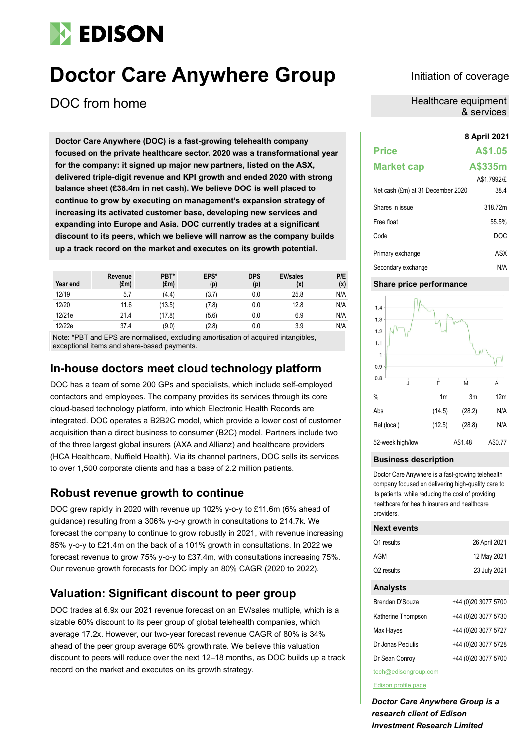# Doctor Care Anywhere Group

## DOC from home

Initiation of coverage

Healthcare equipment & services

**Doctor Care Anywhere (DOC) is a fast-growing telehealth company focused on the private healthcare sector. 2020 was a transformational year for the company: it signed up major new partners, listed on the ASX, delivered triple-digit revenue and KPI growth and ended 2020 with strong balance sheet (£38.4m in net cash). We believe DOC is well placed to continue to grow by executing on management's expansion strategy of increasing its activated customer base, developing new services and expanding into Europe and Asia. DOC currently trades at a significant discount to its peers, which we believe will narrow as the company builds up a track record on the market and executes on its growth potential.**

| Year end | Revenue (£m) | PBT* (£m) | EPS* (p) | DPS (p) | EV/sales (x) | P/E (x) |
|---|---|---|---|---|---|---|
| 12/19 | 5.7 | (4.4) | (3.7) | 0.0 | 25.8 | N/A |
| 12/20 | 11.6 | (13.5) | (7.8) | 0.0 | 12.8 | N/A |
| 12/21e | 21.4 | (17.8) | (5.6) | 0.0 | 6.9 | N/A |
| 12/22e | 37.4 | (9.0) | (2.8) | 0.0 | 3.9 | N/A |

Note: *PBT and EPS are normalised, excluding amortisation of acquired intangibles, exceptional items and share-based payments.

## In-house doctors meet cloud technology platform

DOC has a team of some 200 GPs and specialists, which include self-employed contactors and employees. The company provides its services through its core cloud-based technology platform, into which Electronic Health Records are integrated. DOC operates a B2B2C model, which provide a lower cost of customer acquisition than a direct business to consumer (B2C) model. Partners include two of the three largest global insurers (AXA and Allianz) and healthcare providers (HCA Healthcare, Nuffield Health). Via its channel partners, DOC sells its services to over 1,500 corporate clients and has a base of 2.2 million patients.

## Robust revenue growth to continue

DOC grew rapidly in 2020 with revenue up 102% y-o-y to £11.6m (6% ahead of guidance) resulting from a 306% y-o-y growth in consultations to 214.7k. We forecast the company to continue to grow robustly in 2021, with revenue increasing 85% y-o-y to £21.4m on the back of a 101% growth in consultations. In 2022 we forecast revenue to grow 75% y-o-y to £37.4m, with consultations increasing 75%. Our revenue growth forecasts for DOC imply an 80% CAGR (2020 to 2022).

## Valuation: Significant discount to peer group

DOC trades at 6.9x our 2021 revenue forecast on an EV/sales multiple, which is a sizable 60% discount to its peer group of global telehealth companies, which average 17.2x. However, our two-year forecast revenue CAGR of 80% is 34% ahead of the peer group average 60% growth rate. We believe this valuation discount to peers will reduce over the next 12–18 months, as DOC builds up a track record on the market and executes on its growth strategy.

**8 April 2021**

| | |
|---|---|
| **Price** | **A$1.05** |
| **Market cap** | **A$335m** |
| | A$1.7992/£ |
| Net cash (£m) at 31 December 2020 | 38.4 |
| Shares in issue | 318.72m |
| Free float | 55.5% |
| Code | DOC |
| Primary exchange | ASX |
| Secondary exchange | N/A |

### Share price performance

| % | 1m | 3m | 12m |
|---|---|---|---|
| Abs | (14.5) | (28.2) | N/A |
| Rel (local) | (12.5) | (28.8) | N/A |
| 52-week high/low | | A$1.48 | A$0.77 |

### Business description

Doctor Care Anywhere is a fast-growing telehealth company focused on delivering high-quality care to its patients, while reducing the cost of providing healthcare for health insurers and healthcare providers.

### Next events

| | |
|---|---|
| Q1 results | 26 April 2021 |
| AGM | 12 May 2021 |
| Q2 results | 23 July 2021 |

### Analysts

| | |
|---|---|
| Brendan D'Souza | +44 (0)20 3077 5700 |
| Katherine Thompson | +44 (0)20 3077 5730 |
| Max Hayes | +44 (0)20 3077 5727 |
| Dr Jonas Peciulis | +44 (0)20 3077 5728 |
| Dr Sean Conroy | +44 (0)20 3077 5700 |

tech@edisongroup.com

Edison profile page

***Doctor Care Anywhere Group is a research client of Edison Investment Research Limited***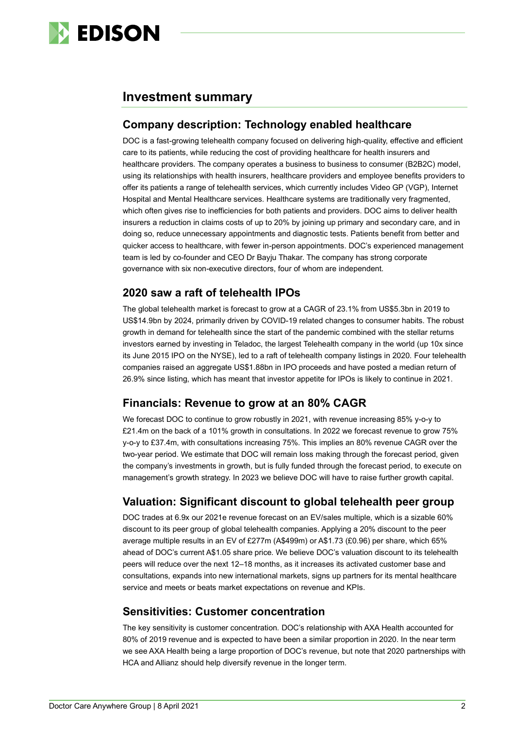# Investment summary

## Company description: Technology enabled healthcare

DOC is a fast-growing telehealth company focused on delivering high-quality, effective and efficient care to its patients, while reducing the cost of providing healthcare for health insurers and healthcare providers. The company operates a business to business to consumer (B2B2C) model, using its relationships with health insurers, healthcare providers and employee benefits providers to offer its patients a range of telehealth services, which currently includes Video GP (VGP), Internet Hospital and Mental Healthcare services. Healthcare systems are traditionally very fragmented, which often gives rise to inefficiencies for both patients and providers. DOC aims to deliver health insurers a reduction in claims costs of up to 20% by joining up primary and secondary care, and in doing so, reduce unnecessary appointments and diagnostic tests. Patients benefit from better and quicker access to healthcare, with fewer in-person appointments. DOC's experienced management team is led by co-founder and CEO Dr Bayju Thakar. The company has strong corporate governance with six non-executive directors, four of whom are independent.

## 2020 saw a raft of telehealth IPOs

The global telehealth market is forecast to grow at a CAGR of 23.1% from US$5.3bn in 2019 to US$14.9bn by 2024, primarily driven by COVID-19 related changes to consumer habits. The robust growth in demand for telehealth since the start of the pandemic combined with the stellar returns investors earned by investing in Teladoc, the largest Telehealth company in the world (up 10x since its June 2015 IPO on the NYSE), led to a raft of telehealth company listings in 2020. Four telehealth companies raised an aggregate US$1.88bn in IPO proceeds and have posted a median return of 26.9% since listing, which has meant that investor appetite for IPOs is likely to continue in 2021.

## Financials: Revenue to grow at an 80% CAGR

We forecast DOC to continue to grow robustly in 2021, with revenue increasing 85% y-o-y to £21.4m on the back of a 101% growth in consultations. In 2022 we forecast revenue to grow 75% y-o-y to £37.4m, with consultations increasing 75%. This implies an 80% revenue CAGR over the two-year period. We estimate that DOC will remain loss making through the forecast period, given the company's investments in growth, but is fully funded through the forecast period, to execute on management's growth strategy. In 2023 we believe DOC will have to raise further growth capital.

## Valuation: Significant discount to global telehealth peer group

DOC trades at 6.9x our 2021e revenue forecast on an EV/sales multiple, which is a sizable 60% discount to its peer group of global telehealth companies. Applying a 20% discount to the peer average multiple results in an EV of £277m (A$499m) or A$1.73 (£0.96) per share, which 65% ahead of DOC's current A$1.05 share price. We believe DOC's valuation discount to its telehealth peers will reduce over the next 12–18 months, as it increases its activated customer base and consultations, expands into new international markets, signs up partners for its mental healthcare service and meets or beats market expectations on revenue and KPIs.

## Sensitivities: Customer concentration

The key sensitivity is customer concentration. DOC's relationship with AXA Health accounted for 80% of 2019 revenue and is expected to have been a similar proportion in 2020. In the near term we see AXA Health being a large proportion of DOC's revenue, but note that 2020 partnerships with HCA and Allianz should help diversify revenue in the longer term.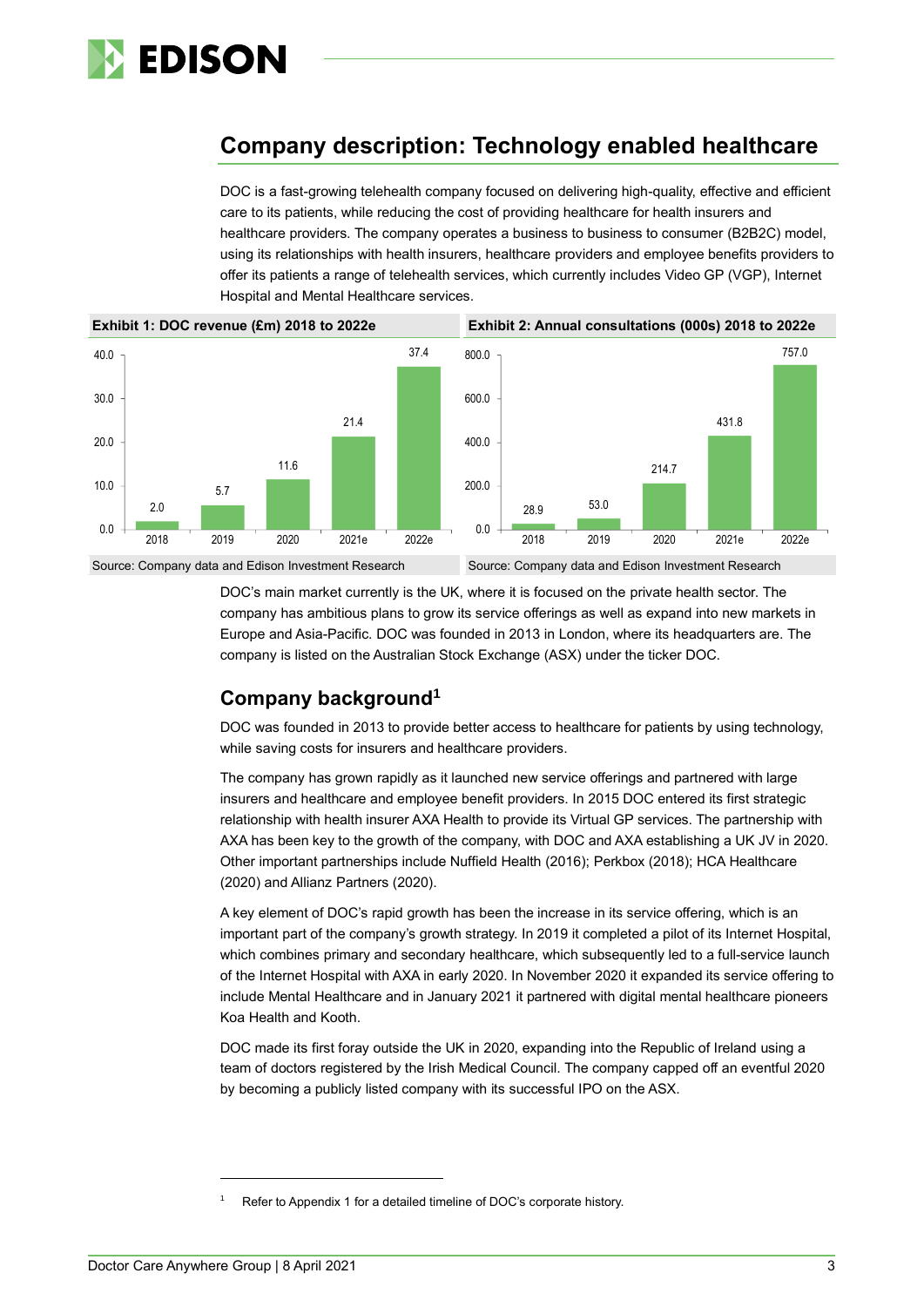## Company description: Technology enabled healthcare

DOC is a fast-growing telehealth company focused on delivering high-quality, effective and efficient care to its patients, while reducing the cost of providing healthcare for health insurers and healthcare providers. The company operates a business to business to consumer (B2B2C) model, using its relationships with health insurers, healthcare providers and employee benefits providers to offer its patients a range of telehealth services, which currently includes Video GP (VGP), Internet Hospital and Mental Healthcare services.

**Exhibit 1: DOC revenue (£m) 2018 to 2022e**

| Year | Revenue (£m) |
|---|---|
| 2018 | 2.0 |
| 2019 | 5.7 |
| 2020 | 11.6 |
| 2021e | 21.4 |
| 2022e | 37.4 |

Source: Company data and Edison Investment Research

**Exhibit 2: Annual consultations (000s) 2018 to 2022e**

| Year | Consultations (000s) |
|---|---|
| 2018 | 28.9 |
| 2019 | 53.0 |
| 2020 | 214.7 |
| 2021e | 431.8 |
| 2022e | 757.0 |

Source: Company data and Edison Investment Research

DOC's main market currently is the UK, where it is focused on the private health sector. The company has ambitious plans to grow its service offerings as well as expand into new markets in Europe and Asia-Pacific. DOC was founded in 2013 in London, where its headquarters are. The company is listed on the Australian Stock Exchange (ASX) under the ticker DOC.

### Company background[1]

DOC was founded in 2013 to provide better access to healthcare for patients by using technology, while saving costs for insurers and healthcare providers.

The company has grown rapidly as it launched new service offerings and partnered with large insurers and healthcare and employee benefit providers. In 2015 DOC entered its first strategic relationship with health insurer AXA Health to provide its Virtual GP services. The partnership with AXA has been key to the growth of the company, with DOC and AXA establishing a UK JV in 2020. Other important partnerships include Nuffield Health (2016); Perkbox (2018); HCA Healthcare (2020) and Allianz Partners (2020).

A key element of DOC's rapid growth has been the increase in its service offering, which is an important part of the company's growth strategy. In 2019 it completed a pilot of its Internet Hospital, which combines primary and secondary healthcare, which subsequently led to a full-service launch of the Internet Hospital with AXA in early 2020. In November 2020 it expanded its service offering to include Mental Healthcare and in January 2021 it partnered with digital mental healthcare pioneers Koa Health and Kooth.

DOC made its first foray outside the UK in 2020, expanding into the Republic of Ireland using a team of doctors registered by the Irish Medical Council. The company capped off an eventful 2020 by becoming a publicly listed company with its successful IPO on the ASX.

[1] Refer to Appendix 1 for a detailed timeline of DOC's corporate history.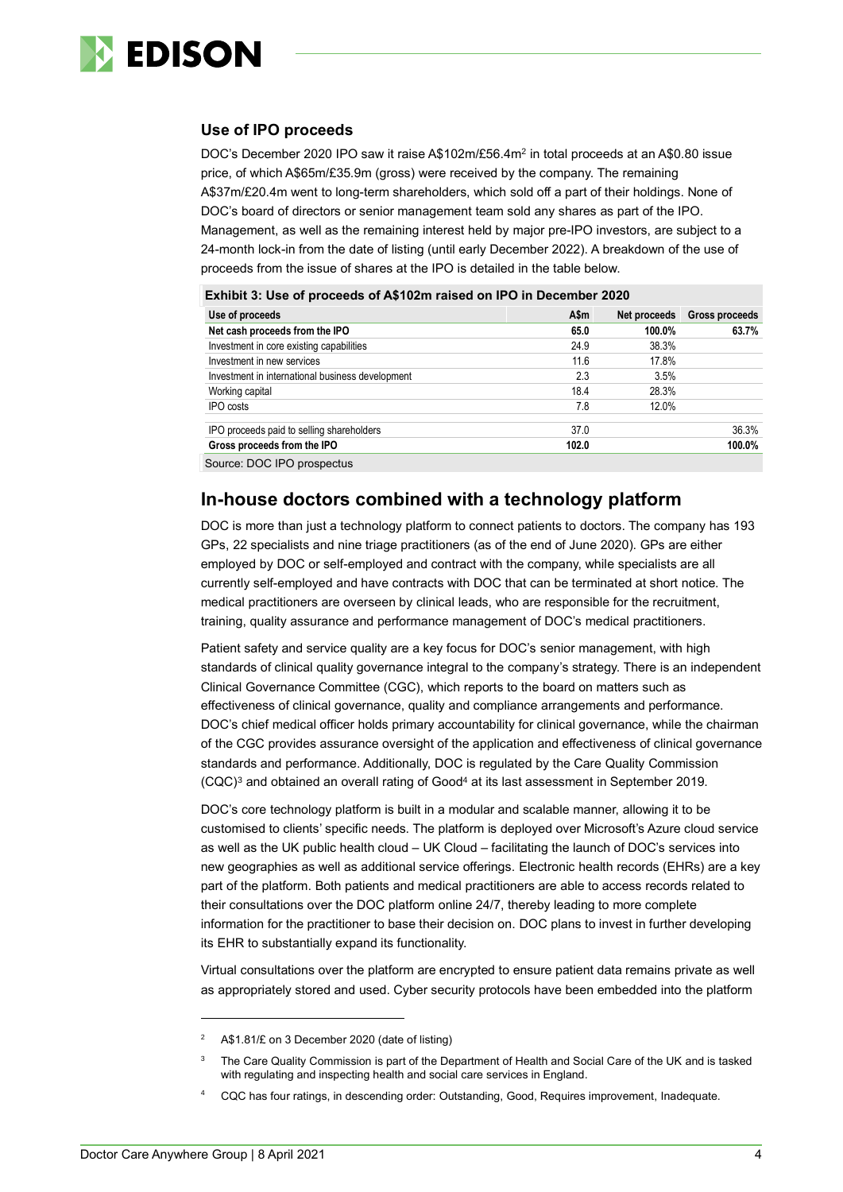### Use of IPO proceeds

DOC's December 2020 IPO saw it raise A$102m/£56.4m[2] in total proceeds at an A$0.80 issue price, of which A$65m/£35.9m (gross) were received by the company. The remaining A$37m/£20.4m went to long-term shareholders, which sold off a part of their holdings. None of DOC's board of directors or senior management team sold any shares as part of the IPO. Management, as well as the remaining interest held by major pre-IPO investors, are subject to a 24-month lock-in from the date of listing (until early December 2022). A breakdown of the use of proceeds from the issue of shares at the IPO is detailed in the table below.

**Exhibit 3: Use of proceeds of A$102m raised on IPO in December 2020**

| Use of proceeds | A$m | Net proceeds | Gross proceeds |
|---|---|---|---|
| **Net cash proceeds from the IPO** | **65.0** | **100.0%** | **63.7%** |
| Investment in core existing capabilities | 24.9 | 38.3% | |
| Investment in new services | 11.6 | 17.8% | |
| Investment in international business development | 2.3 | 3.5% | |
| Working capital | 18.4 | 28.3% | |
| IPO costs | 7.8 | 12.0% | |
| IPO proceeds paid to selling shareholders | 37.0 | | 36.3% |
| **Gross proceeds from the IPO** | **102.0** | | **100.0%** |

Source: DOC IPO prospectus

## In-house doctors combined with a technology platform

DOC is more than just a technology platform to connect patients to doctors. The company has 193 GPs, 22 specialists and nine triage practitioners (as of the end of June 2020). GPs are either employed by DOC or self-employed and contract with the company, while specialists are all currently self-employed and have contracts with DOC that can be terminated at short notice. The medical practitioners are overseen by clinical leads, who are responsible for the recruitment, training, quality assurance and performance management of DOC's medical practitioners.

Patient safety and service quality are a key focus for DOC's senior management, with high standards of clinical quality governance integral to the company's strategy. There is an independent Clinical Governance Committee (CGC), which reports to the board on matters such as effectiveness of clinical governance, quality and compliance arrangements and performance. DOC's chief medical officer holds primary accountability for clinical governance, while the chairman of the CGC provides assurance oversight of the application and effectiveness of clinical governance standards and performance. Additionally, DOC is regulated by the Care Quality Commission (CQC)[3] and obtained an overall rating of Good[4] at its last assessment in September 2019.

DOC's core technology platform is built in a modular and scalable manner, allowing it to be customised to clients' specific needs. The platform is deployed over Microsoft's Azure cloud service as well as the UK public health cloud – UK Cloud – facilitating the launch of DOC's services into new geographies as well as additional service offerings. Electronic health records (EHRs) are a key part of the platform. Both patients and medical practitioners are able to access records related to their consultations over the DOC platform online 24/7, thereby leading to more complete information for the practitioner to base their decision on. DOC plans to invest in further developing its EHR to substantially expand its functionality.

Virtual consultations over the platform are encrypted to ensure patient data remains private as well as appropriately stored and used. Cyber security protocols have been embedded into the platform

---

[2] A$1.81/£ on 3 December 2020 (date of listing)

[3] The Care Quality Commission is part of the Department of Health and Social Care of the UK and is tasked with regulating and inspecting health and social care services in England.

[4] CQC has four ratings, in descending order: Outstanding, Good, Requires improvement, Inadequate.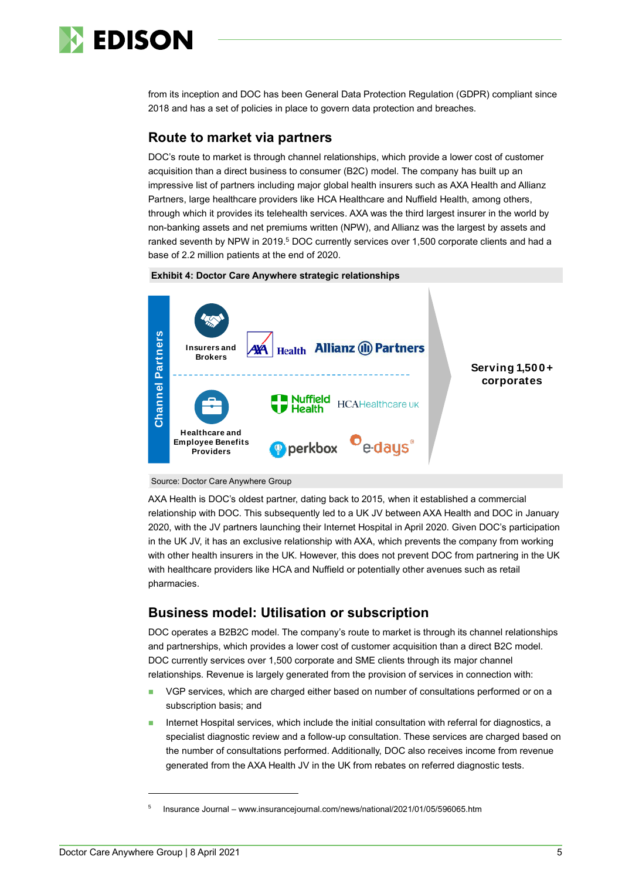from its inception and DOC has been General Data Protection Regulation (GDPR) compliant since 2018 and has a set of policies in place to govern data protection and breaches.

## Route to market via partners

DOC's route to market is through channel relationships, which provide a lower cost of customer acquisition than a direct business to consumer (B2C) model. The company has built up an impressive list of partners including major global health insurers such as AXA Health and Allianz Partners, large healthcare providers like HCA Healthcare and Nuffield Health, among others, through which it provides its telehealth services. AXA was the third largest insurer in the world by non-banking assets and net premiums written (NPW), and Allianz was the largest by assets and ranked seventh by NPW in 2019.[5] DOC currently services over 1,500 corporate clients and had a base of 2.2 million patients at the end of 2020.

**Exhibit 4: Doctor Care Anywhere strategic relationships**

Channel Partners

Insurers and Brokers: AXA Health, Allianz Partners

Healthcare and Employee Benefits Providers: Nuffield Health, HCAHealthcare UK, perkbox, e-days

Serving 1,500+ corporates

Source: Doctor Care Anywhere Group

AXA Health is DOC's oldest partner, dating back to 2015, when it established a commercial relationship with DOC. This subsequently led to a UK JV between AXA Health and DOC in January 2020, with the JV partners launching their Internet Hospital in April 2020. Given DOC's participation in the UK JV, it has an exclusive relationship with AXA, which prevents the company from working with other health insurers in the UK. However, this does not prevent DOC from partnering in the UK with healthcare providers like HCA and Nuffield or potentially other avenues such as retail pharmacies.

## Business model: Utilisation or subscription

DOC operates a B2B2C model. The company's route to market is through its channel relationships and partnerships, which provides a lower cost of customer acquisition than a direct B2C model. DOC currently services over 1,500 corporate and SME clients through its major channel relationships. Revenue is largely generated from the provision of services in connection with:

- VGP services, which are charged either based on number of consultations performed or on a subscription basis; and
- Internet Hospital services, which include the initial consultation with referral for diagnostics, a specialist diagnostic review and a follow-up consultation. These services are charged based on the number of consultations performed. Additionally, DOC also receives income from revenue generated from the AXA Health JV in the UK from rebates on referred diagnostic tests.

---

[5] Insurance Journal – www.insurancejournal.com/news/national/2021/01/05/596065.htm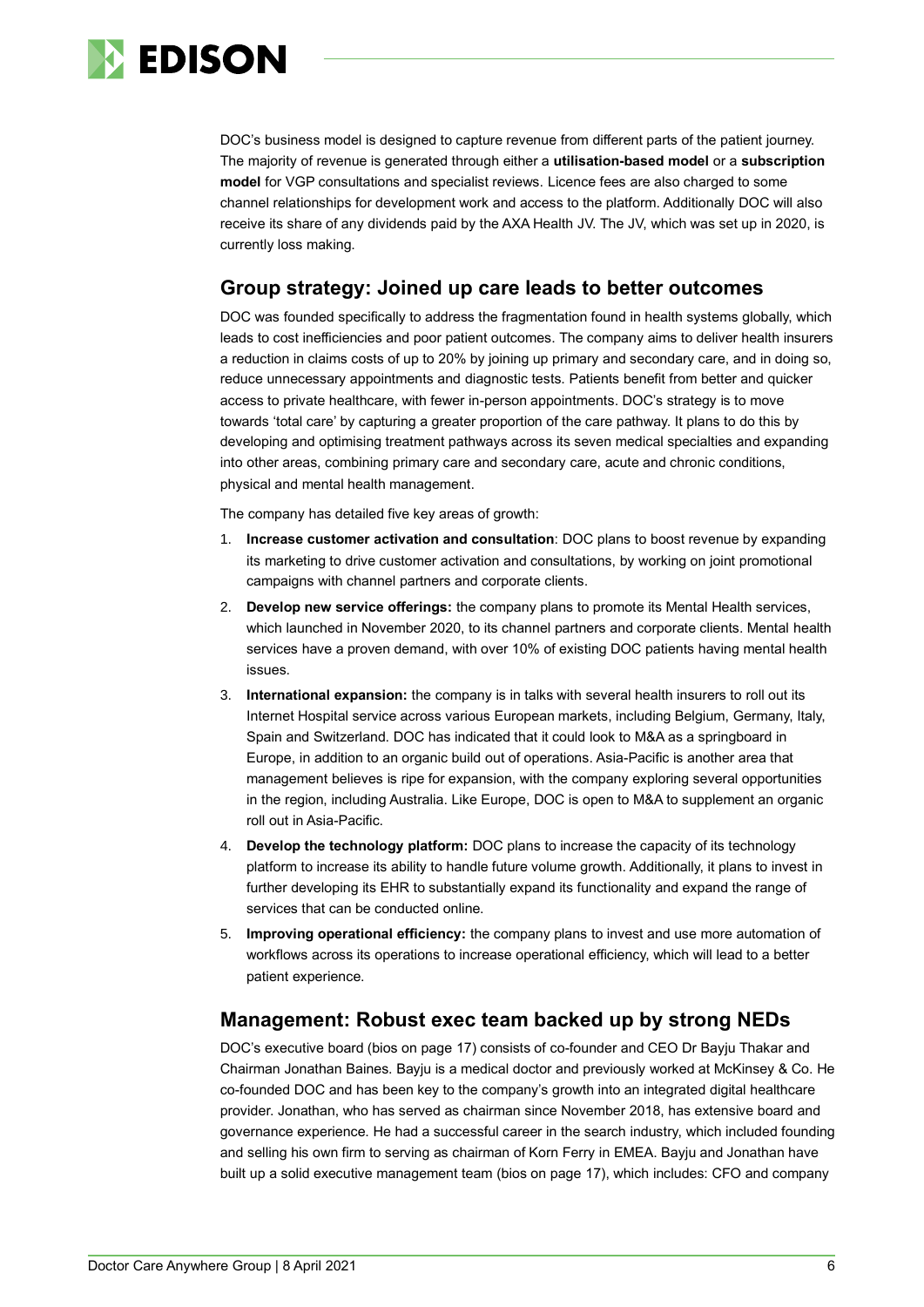DOC's business model is designed to capture revenue from different parts of the patient journey. The majority of revenue is generated through either a **utilisation-based model** or a **subscription model** for VGP consultations and specialist reviews. Licence fees are also charged to some channel relationships for development work and access to the platform. Additionally DOC will also receive its share of any dividends paid by the AXA Health JV. The JV, which was set up in 2020, is currently loss making.

## Group strategy: Joined up care leads to better outcomes

DOC was founded specifically to address the fragmentation found in health systems globally, which leads to cost inefficiencies and poor patient outcomes. The company aims to deliver health insurers a reduction in claims costs of up to 20% by joining up primary and secondary care, and in doing so, reduce unnecessary appointments and diagnostic tests. Patients benefit from better and quicker access to private healthcare, with fewer in-person appointments. DOC's strategy is to move towards 'total care' by capturing a greater proportion of the care pathway. It plans to do this by developing and optimising treatment pathways across its seven medical specialties and expanding into other areas, combining primary care and secondary care, acute and chronic conditions, physical and mental health management.

The company has detailed five key areas of growth:

1. **Increase customer activation and consultation**: DOC plans to boost revenue by expanding its marketing to drive customer activation and consultations, by working on joint promotional campaigns with channel partners and corporate clients.
2. **Develop new service offerings:** the company plans to promote its Mental Health services, which launched in November 2020, to its channel partners and corporate clients. Mental health services have a proven demand, with over 10% of existing DOC patients having mental health issues.
3. **International expansion:** the company is in talks with several health insurers to roll out its Internet Hospital service across various European markets, including Belgium, Germany, Italy, Spain and Switzerland. DOC has indicated that it could look to M&A as a springboard in Europe, in addition to an organic build out of operations. Asia-Pacific is another area that management believes is ripe for expansion, with the company exploring several opportunities in the region, including Australia. Like Europe, DOC is open to M&A to supplement an organic roll out in Asia-Pacific.
4. **Develop the technology platform:** DOC plans to increase the capacity of its technology platform to increase its ability to handle future volume growth. Additionally, it plans to invest in further developing its EHR to substantially expand its functionality and expand the range of services that can be conducted online.
5. **Improving operational efficiency:** the company plans to invest and use more automation of workflows across its operations to increase operational efficiency, which will lead to a better patient experience.

## Management: Robust exec team backed up by strong NEDs

DOC's executive board (bios on page 17) consists of co-founder and CEO Dr Bayju Thakar and Chairman Jonathan Baines. Bayju is a medical doctor and previously worked at McKinsey & Co. He co-founded DOC and has been key to the company's growth into an integrated digital healthcare provider. Jonathan, who has served as chairman since November 2018, has extensive board and governance experience. He had a successful career in the search industry, which included founding and selling his own firm to serving as chairman of Korn Ferry in EMEA. Bayju and Jonathan have built up a solid executive management team (bios on page 17), which includes: CFO and company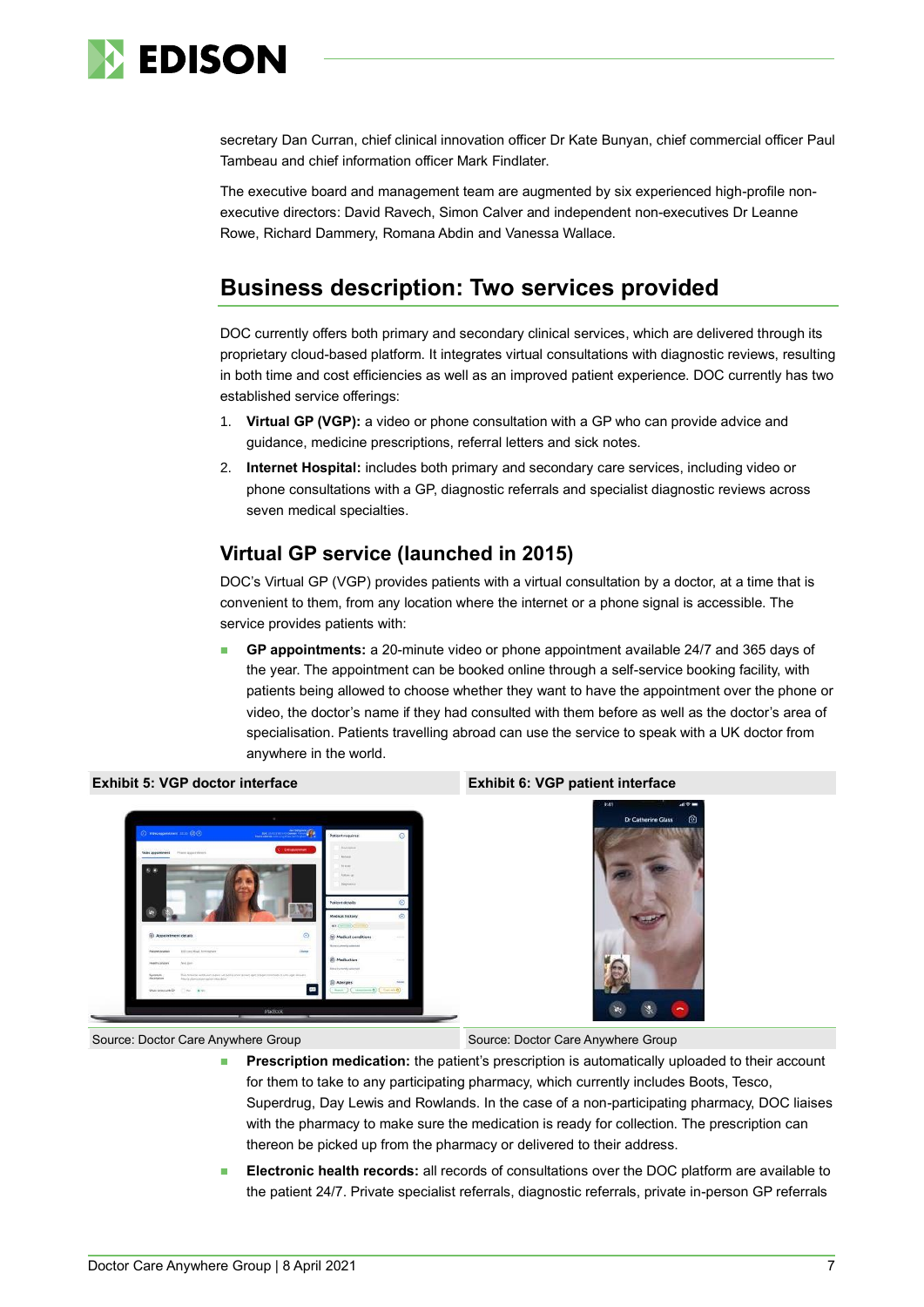secretary Dan Curran, chief clinical innovation officer Dr Kate Bunyan, chief commercial officer Paul Tambeau and chief information officer Mark Findlater.

The executive board and management team are augmented by six experienced high-profile non-executive directors: David Ravech, Simon Calver and independent non-executives Dr Leanne Rowe, Richard Dammery, Romana Abdin and Vanessa Wallace.

## Business description: Two services provided

DOC currently offers both primary and secondary clinical services, which are delivered through its proprietary cloud-based platform. It integrates virtual consultations with diagnostic reviews, resulting in both time and cost efficiencies as well as an improved patient experience. DOC currently has two established service offerings:

1. **Virtual GP (VGP):** a video or phone consultation with a GP who can provide advice and guidance, medicine prescriptions, referral letters and sick notes.
2. **Internet Hospital:** includes both primary and secondary care services, including video or phone consultations with a GP, diagnostic referrals and specialist diagnostic reviews across seven medical specialties.

### Virtual GP service (launched in 2015)

DOC's Virtual GP (VGP) provides patients with a virtual consultation by a doctor, at a time that is convenient to them, from any location where the internet or a phone signal is accessible. The service provides patients with:

- **GP appointments:** a 20-minute video or phone appointment available 24/7 and 365 days of the year. The appointment can be booked online through a self-service booking facility, with patients being allowed to choose whether they want to have the appointment over the phone or video, the doctor's name if they had consulted with them before as well as the doctor's area of specialisation. Patients travelling abroad can use the service to speak with a UK doctor from anywhere in the world.

**Exhibit 5: VGP doctor interface**

Source: Doctor Care Anywhere Group

**Exhibit 6: VGP patient interface**

Source: Doctor Care Anywhere Group

- **Prescription medication:** the patient's prescription is automatically uploaded to their account for them to take to any participating pharmacy, which currently includes Boots, Tesco, Superdrug, Day Lewis and Rowlands. In the case of a non-participating pharmacy, DOC liaises with the pharmacy to make sure the medication is ready for collection. The prescription can thereon be picked up from the pharmacy or delivered to their address.
- **Electronic health records:** all records of consultations over the DOC platform are available to the patient 24/7. Private specialist referrals, diagnostic referrals, private in-person GP referrals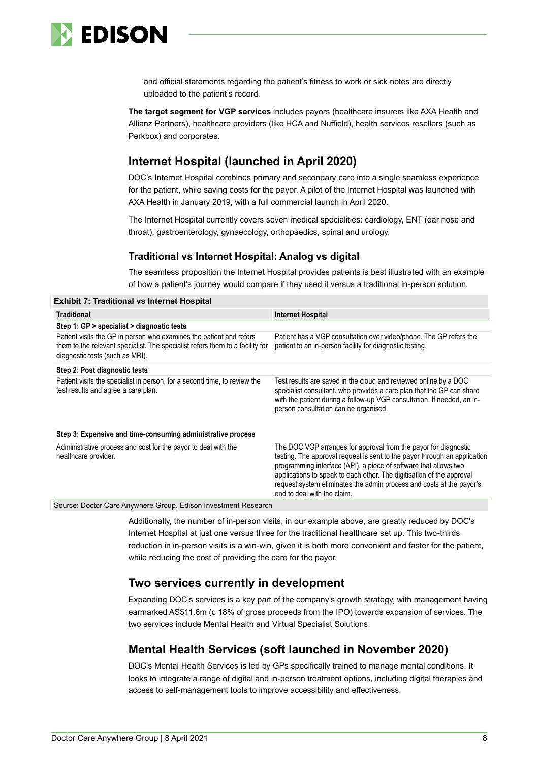and official statements regarding the patient's fitness to work or sick notes are directly uploaded to the patient's record.

**The target segment for VGP services** includes payors (healthcare insurers like AXA Health and Allianz Partners), healthcare providers (like HCA and Nuffield), health services resellers (such as Perkbox) and corporates.

## Internet Hospital (launched in April 2020)

DOC's Internet Hospital combines primary and secondary care into a single seamless experience for the patient, while saving costs for the payor. A pilot of the Internet Hospital was launched with AXA Health in January 2019, with a full commercial launch in April 2020.

The Internet Hospital currently covers seven medical specialities: cardiology, ENT (ear nose and throat), gastroenterology, gynaecology, orthopaedics, spinal and urology.

### Traditional vs Internet Hospital: Analog vs digital

The seamless proposition the Internet Hospital provides patients is best illustrated with an example of how a patient's journey would compare if they used it versus a traditional in-person solution.

**Exhibit 7: Traditional vs Internet Hospital**

| Traditional | Internet Hospital |
|---|---|
| **Step 1: GP > specialist > diagnostic tests** | |
| Patient visits the GP in person who examines the patient and refers them to the relevant specialist. The specialist refers them to a facility for diagnostic tests (such as MRI). | Patient has a VGP consultation over video/phone. The GP refers the patient to an in-person facility for diagnostic testing. |
| **Step 2: Post diagnostic tests** | |
| Patient visits the specialist in person, for a second time, to review the test results and agree a care plan. | Test results are saved in the cloud and reviewed online by a DOC specialist consultant, who provides a care plan that the GP can share with the patient during a follow-up VGP consultation. If needed, an in-person consultation can be organised. |
| **Step 3: Expensive and time-consuming administrative process** | |
| Administrative process and cost for the payor to deal with the healthcare provider. | The DOC VGP arranges for approval from the payor for diagnostic testing. The approval request is sent to the payor through an application programming interface (API), a piece of software that allows two applications to speak to each other. The digitisation of the approval request system eliminates the admin process and costs at the payor's end to deal with the claim. |

Source: Doctor Care Anywhere Group, Edison Investment Research

Additionally, the number of in-person visits, in our example above, are greatly reduced by DOC's Internet Hospital at just one versus three for the traditional healthcare set up. This two-thirds reduction in in-person visits is a win-win, given it is both more convenient and faster for the patient, while reducing the cost of providing the care for the payor.

## Two services currently in development

Expanding DOC's services is a key part of the company's growth strategy, with management having earmarked A$11.6m (c 18% of gross proceeds from the IPO) towards expansion of services. The two services include Mental Health and Virtual Specialist Solutions.

## Mental Health Services (soft launched in November 2020)

DOC's Mental Health Services is led by GPs specifically trained to manage mental conditions. It looks to integrate a range of digital and in-person treatment options, including digital therapies and access to self-management tools to improve accessibility and effectiveness.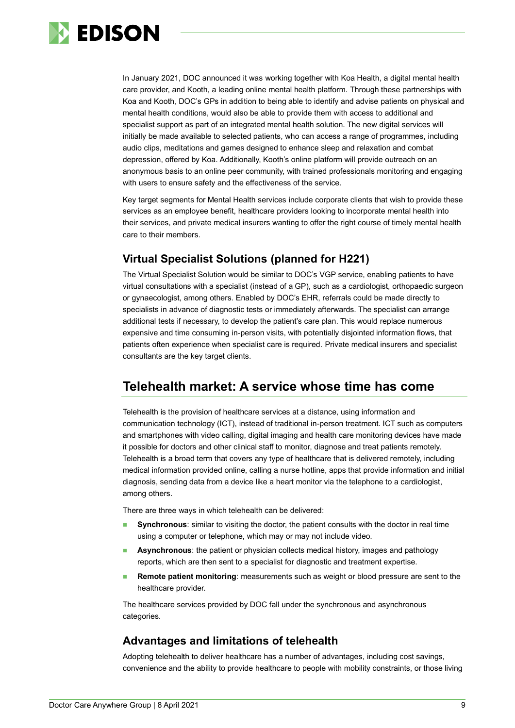In January 2021, DOC announced it was working together with Koa Health, a digital mental health care provider, and Kooth, a leading online mental health platform. Through these partnerships with Koa and Kooth, DOC's GPs in addition to being able to identify and advise patients on physical and mental health conditions, would also be able to provide them with access to additional and specialist support as part of an integrated mental health solution. The new digital services will initially be made available to selected patients, who can access a range of programmes, including audio clips, meditations and games designed to enhance sleep and relaxation and combat depression, offered by Koa. Additionally, Kooth's online platform will provide outreach on an anonymous basis to an online peer community, with trained professionals monitoring and engaging with users to ensure safety and the effectiveness of the service.

Key target segments for Mental Health services include corporate clients that wish to provide these services as an employee benefit, healthcare providers looking to incorporate mental health into their services, and private medical insurers wanting to offer the right course of timely mental health care to their members.

### Virtual Specialist Solutions (planned for H221)

The Virtual Specialist Solution would be similar to DOC's VGP service, enabling patients to have virtual consultations with a specialist (instead of a GP), such as a cardiologist, orthopaedic surgeon or gynaecologist, among others. Enabled by DOC's EHR, referrals could be made directly to specialists in advance of diagnostic tests or immediately afterwards. The specialist can arrange additional tests if necessary, to develop the patient's care plan. This would replace numerous expensive and time consuming in-person visits, with potentially disjointed information flows, that patients often experience when specialist care is required. Private medical insurers and specialist consultants are the key target clients.

## Telehealth market: A service whose time has come

Telehealth is the provision of healthcare services at a distance, using information and communication technology (ICT), instead of traditional in-person treatment. ICT such as computers and smartphones with video calling, digital imaging and health care monitoring devices have made it possible for doctors and other clinical staff to monitor, diagnose and treat patients remotely. Telehealth is a broad term that covers any type of healthcare that is delivered remotely, including medical information provided online, calling a nurse hotline, apps that provide information and initial diagnosis, sending data from a device like a heart monitor via the telephone to a cardiologist, among others.

There are three ways in which telehealth can be delivered:

- **Synchronous**: similar to visiting the doctor, the patient consults with the doctor in real time using a computer or telephone, which may or may not include video.
- **Asynchronous**: the patient or physician collects medical history, images and pathology reports, which are then sent to a specialist for diagnostic and treatment expertise.
- **Remote patient monitoring**: measurements such as weight or blood pressure are sent to the healthcare provider.

The healthcare services provided by DOC fall under the synchronous and asynchronous categories.

### Advantages and limitations of telehealth

Adopting telehealth to deliver healthcare has a number of advantages, including cost savings, convenience and the ability to provide healthcare to people with mobility constraints, or those living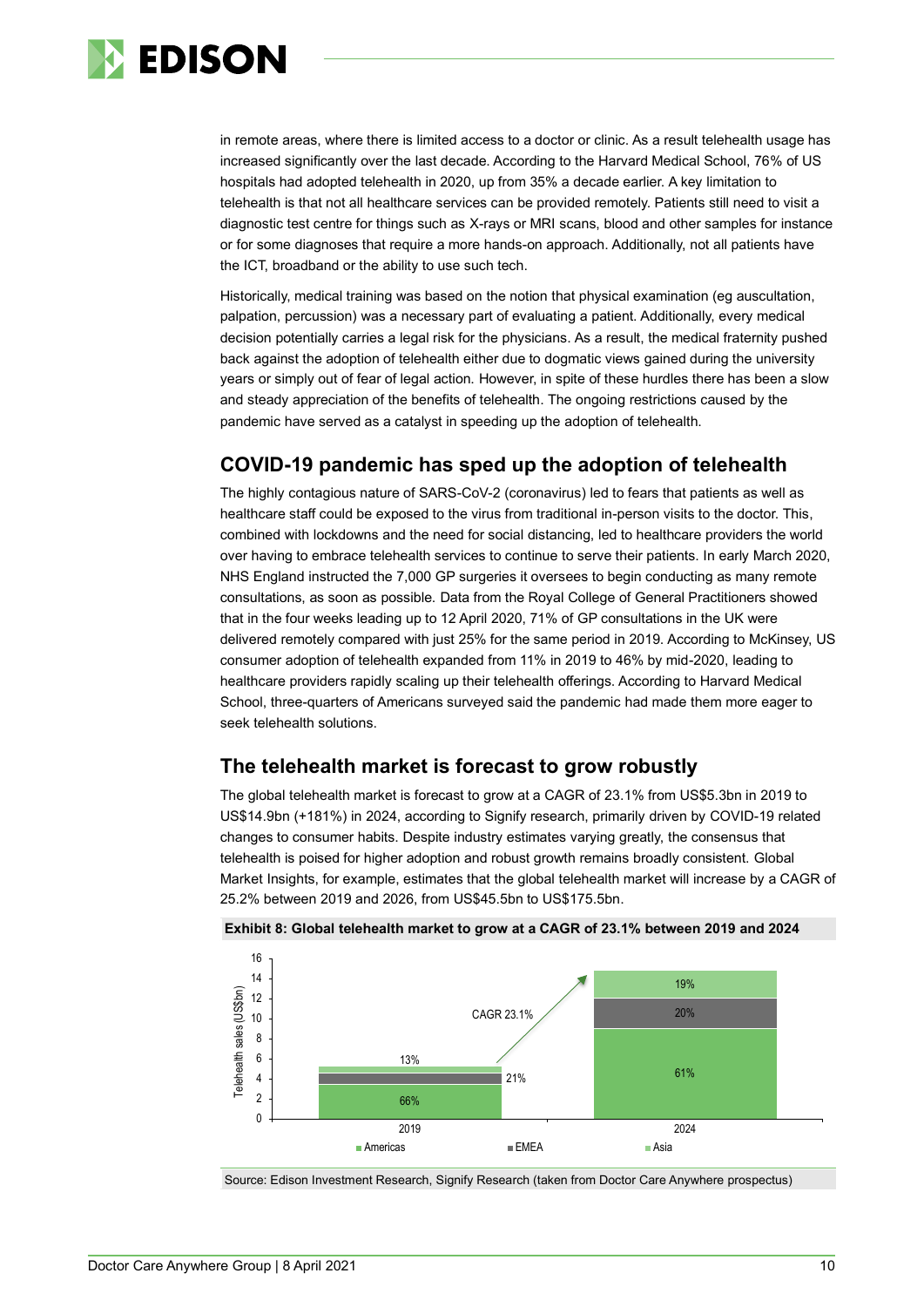in remote areas, where there is limited access to a doctor or clinic. As a result telehealth usage has increased significantly over the last decade. According to the Harvard Medical School, 76% of US hospitals had adopted telehealth in 2020, up from 35% a decade earlier. A key limitation to telehealth is that not all healthcare services can be provided remotely. Patients still need to visit a diagnostic test centre for things such as X-rays or MRI scans, blood and other samples for instance or for some diagnoses that require a more hands-on approach. Additionally, not all patients have the ICT, broadband or the ability to use such tech.

Historically, medical training was based on the notion that physical examination (eg auscultation, palpation, percussion) was a necessary part of evaluating a patient. Additionally, every medical decision potentially carries a legal risk for the physicians. As a result, the medical fraternity pushed back against the adoption of telehealth either due to dogmatic views gained during the university years or simply out of fear of legal action. However, in spite of these hurdles there has been a slow and steady appreciation of the benefits of telehealth. The ongoing restrictions caused by the pandemic have served as a catalyst in speeding up the adoption of telehealth.

## COVID-19 pandemic has sped up the adoption of telehealth

The highly contagious nature of SARS-CoV-2 (coronavirus) led to fears that patients as well as healthcare staff could be exposed to the virus from traditional in-person visits to the doctor. This, combined with lockdowns and the need for social distancing, led to healthcare providers the world over having to embrace telehealth services to continue to serve their patients. In early March 2020, NHS England instructed the 7,000 GP surgeries it oversees to begin conducting as many remote consultations, as soon as possible. Data from the Royal College of General Practitioners showed that in the four weeks leading up to 12 April 2020, 71% of GP consultations in the UK were delivered remotely compared with just 25% for the same period in 2019. According to McKinsey, US consumer adoption of telehealth expanded from 11% in 2019 to 46% by mid-2020, leading to healthcare providers rapidly scaling up their telehealth offerings. According to Harvard Medical School, three-quarters of Americans surveyed said the pandemic had made them more eager to seek telehealth solutions.

## The telehealth market is forecast to grow robustly

The global telehealth market is forecast to grow at a CAGR of 23.1% from US$5.3bn in 2019 to US$14.9bn (+181%) in 2024, according to Signify research, primarily driven by COVID-19 related changes to consumer habits. Despite industry estimates varying greatly, the consensus that telehealth is poised for higher adoption and robust growth remains broadly consistent. Global Market Insights, for example, estimates that the global telehealth market will increase by a CAGR of 25.2% between 2019 and 2026, from US$45.5bn to US$175.5bn.

**Exhibit 8: Global telehealth market to grow at a CAGR of 23.1% between 2019 and 2024**

| Telehealth sales (US$bn) | 2019 | 2024 |
|---|---|---|
| Americas | 66% | 61% |
| EMEA | 21% | 20% |
| Asia | 13% | 19% |

CAGR 23.1%

Source: Edison Investment Research, Signify Research (taken from Doctor Care Anywhere prospectus)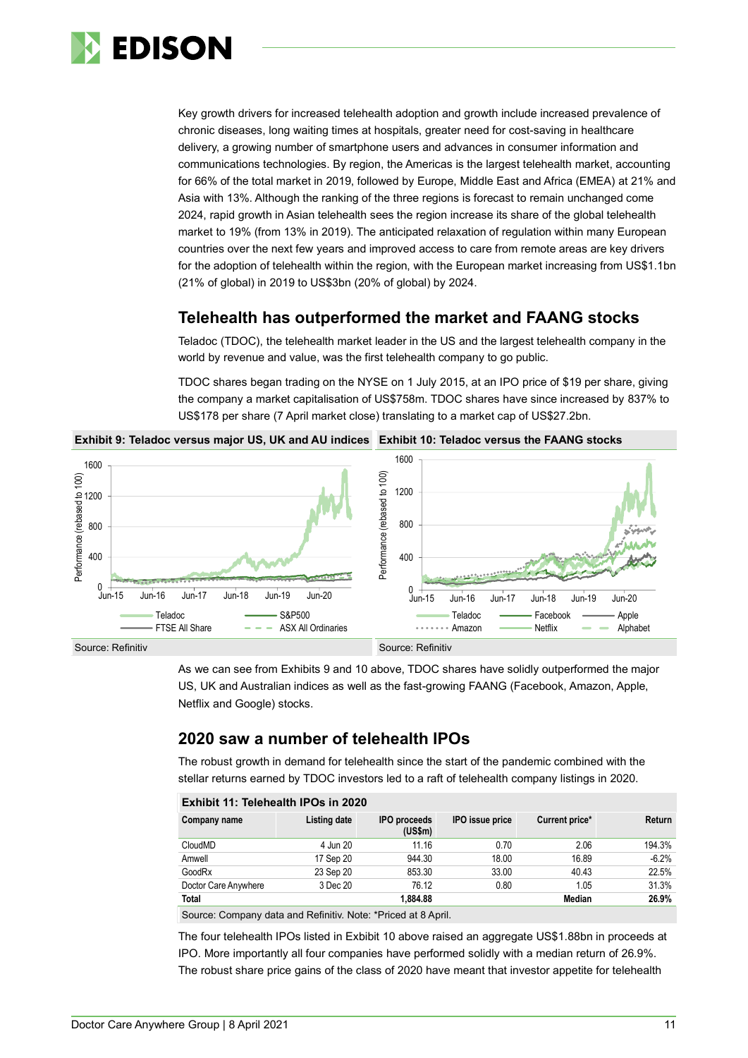Key growth drivers for increased telehealth adoption and growth include increased prevalence of chronic diseases, long waiting times at hospitals, greater need for cost-saving in healthcare delivery, a growing number of smartphone users and advances in consumer information and communications technologies. By region, the Americas is the largest telehealth market, accounting for 66% of the total market in 2019, followed by Europe, Middle East and Africa (EMEA) at 21% and Asia with 13%. Although the ranking of the three regions is forecast to remain unchanged come 2024, rapid growth in Asian telehealth sees the region increase its share of the global telehealth market to 19% (from 13% in 2019). The anticipated relaxation of regulation within many European countries over the next few years and improved access to care from remote areas are key drivers for the adoption of telehealth within the region, with the European market increasing from US$1.1bn (21% of global) in 2019 to US$3bn (20% of global) by 2024.

## Telehealth has outperformed the market and FAANG stocks

Teladoc (TDOC), the telehealth market leader in the US and the largest telehealth company in the world by revenue and value, was the first telehealth company to go public.

TDOC shares began trading on the NYSE on 1 July 2015, at an IPO price of $19 per share, giving the company a market capitalisation of US$758m. TDOC shares have since increased by 837% to US$178 per share (7 April market close) translating to a market cap of US$27.2bn.

**Exhibit 9: Teladoc versus major US, UK and AU indices**

Source: Refinitiv

**Exhibit 10: Teladoc versus the FAANG stocks**

Source: Refinitiv

As we can see from Exhibits 9 and 10 above, TDOC shares have solidly outperformed the major US, UK and Australian indices as well as the fast-growing FAANG (Facebook, Amazon, Apple, Netflix and Google) stocks.

## 2020 saw a number of telehealth IPOs

The robust growth in demand for telehealth since the start of the pandemic combined with the stellar returns earned by TDOC investors led to a raft of telehealth company listings in 2020.

**Exhibit 11: Telehealth IPOs in 2020**

| Company name | Listing date | IPO proceeds (US$m) | IPO issue price | Current price* | Return |
|---|---|---|---|---|---|
| CloudMD | 4 Jun 20 | 11.16 | 0.70 | 2.06 | 194.3% |
| Amwell | 17 Sep 20 | 944.30 | 18.00 | 16.89 | -6.2% |
| GoodRx | 23 Sep 20 | 853.30 | 33.00 | 40.43 | 22.5% |
| Doctor Care Anywhere | 3 Dec 20 | 76.12 | 0.80 | 1.05 | 31.3% |
| **Total** | | **1,884.88** | | **Median** | **26.9%** |

Source: Company data and Refinitiv. Note: *Priced at 8 April.

The four telehealth IPOs listed in Exhibit 10 above raised an aggregate US$1.88bn in proceeds at IPO. More importantly all four companies have performed solidly with a median return of 26.9%. The robust share price gains of the class of 2020 have meant that investor appetite for telehealth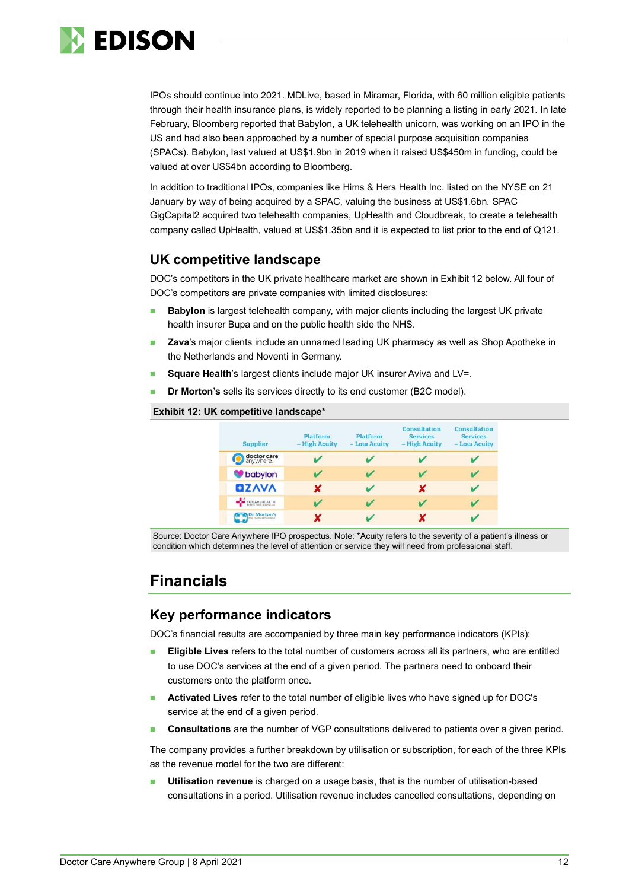IPOs should continue into 2021. MDLive, based in Miramar, Florida, with 60 million eligible patients through their health insurance plans, is widely reported to be planning a listing in early 2021. In late February, Bloomberg reported that Babylon, a UK telehealth unicorn, was working on an IPO in the US and had also been approached by a number of special purpose acquisition companies (SPACs). Babylon, last valued at US$1.9bn in 2019 when it raised US$450m in funding, could be valued at over US$4bn according to Bloomberg.

In addition to traditional IPOs, companies like Hims & Hers Health Inc. listed on the NYSE on 21 January by way of being acquired by a SPAC, valuing the business at US$1.6bn. SPAC GigCapital2 acquired two telehealth companies, UpHealth and Cloudbreak, to create a telehealth company called UpHealth, valued at US$1.35bn and it is expected to list prior to the end of Q121.

## UK competitive landscape

DOC's competitors in the UK private healthcare market are shown in Exhibit 12 below. All four of DOC's competitors are private companies with limited disclosures:

- **Babylon** is largest telehealth company, with major clients including the largest UK private health insurer Bupa and on the public health side the NHS.
- **Zava**'s major clients include an unnamed leading UK pharmacy as well as Shop Apotheke in the Netherlands and Noventi in Germany.
- **Square Health**'s largest clients include major UK insurer Aviva and LV=.
- **Dr Morton's** sells its services directly to its end customer (B2C model).

**Exhibit 12: UK competitive landscape***

| Supplier | Platform – High Acuity | Platform – Low Acuity | Consultation Services – High Acuity | Consultation Services – Low Acuity |
|---|---|---|---|---|
| doctor care anywhere. | ✔ | ✔ | ✔ | ✔ |
| babylon | ✔ | ✔ | ✔ | ✔ |
| ZAVA | ✘ | ✔ | ✘ | ✔ |
| SQUAREHEALTH | ✔ | ✔ | ✔ | ✔ |
| Dr Morton's | ✘ | ✔ | ✘ | ✔ |

Source: Doctor Care Anywhere IPO prospectus. Note: *Acuity refers to the severity of a patient's illness or condition which determines the level of attention or service they will need from professional staff.

# Financials

## Key performance indicators

DOC's financial results are accompanied by three main key performance indicators (KPIs):

- **Eligible Lives** refers to the total number of customers across all its partners, who are entitled to use DOC's services at the end of a given period. The partners need to onboard their customers onto the platform once.
- **Activated Lives** refer to the total number of eligible lives who have signed up for DOC's service at the end of a given period.
- **Consultations** are the number of VGP consultations delivered to patients over a given period.

The company provides a further breakdown by utilisation or subscription, for each of the three KPIs as the revenue model for the two are different:

- **Utilisation revenue** is charged on a usage basis, that is the number of utilisation-based consultations in a period. Utilisation revenue includes cancelled consultations, depending on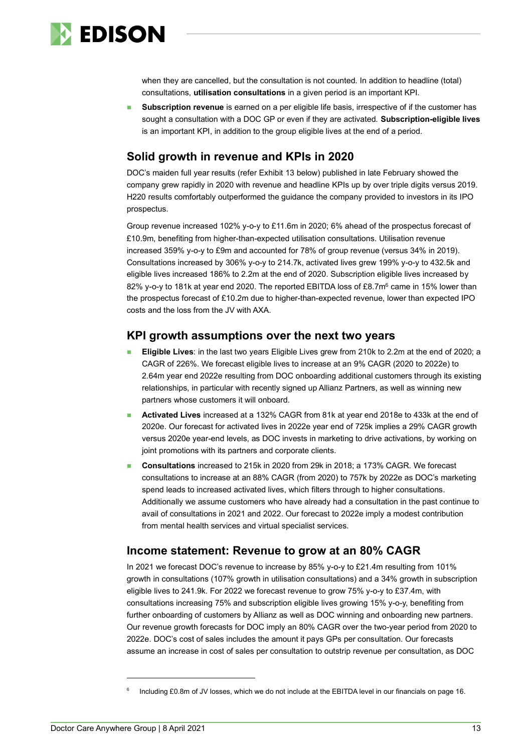when they are cancelled, but the consultation is not counted. In addition to headline (total) consultations, **utilisation consultations** in a given period is an important KPI.

- **Subscription revenue** is earned on a per eligible life basis, irrespective of if the customer has sought a consultation with a DOC GP or even if they are activated. **Subscription-eligible lives** is an important KPI, in addition to the group eligible lives at the end of a period.

## Solid growth in revenue and KPIs in 2020

DOC's maiden full year results (refer Exhibit 13 below) published in late February showed the company grew rapidly in 2020 with revenue and headline KPIs up by over triple digits versus 2019. H220 results comfortably outperformed the guidance the company provided to investors in its IPO prospectus.

Group revenue increased 102% y-o-y to £11.6m in 2020; 6% ahead of the prospectus forecast of £10.9m, benefiting from higher-than-expected utilisation consultations. Utilisation revenue increased 359% y-o-y to £9m and accounted for 78% of group revenue (versus 34% in 2019). Consultations increased by 306% y-o-y to 214.7k, activated lives grew 199% y-o-y to 432.5k and eligible lives increased 186% to 2.2m at the end of 2020. Subscription eligible lives increased by 82% y-o-y to 181k at year end 2020. The reported EBITDA loss of £8.7m[6] came in 15% lower than the prospectus forecast of £10.2m due to higher-than-expected revenue, lower than expected IPO costs and the loss from the JV with AXA.

## KPI growth assumptions over the next two years

- **Eligible Lives**: in the last two years Eligible Lives grew from 210k to 2.2m at the end of 2020; a CAGR of 226%. We forecast eligible lives to increase at an 9% CAGR (2020 to 2022e) to 2.64m year end 2022e resulting from DOC onboarding additional customers through its existing relationships, in particular with recently signed up Allianz Partners, as well as winning new partners whose customers it will onboard.
- **Activated Lives** increased at a 132% CAGR from 81k at year end 2018e to 433k at the end of 2020e. Our forecast for activated lives in 2022e year end of 725k implies a 29% CAGR growth versus 2020e year-end levels, as DOC invests in marketing to drive activations, by working on joint promotions with its partners and corporate clients.
- **Consultations** increased to 215k in 2020 from 29k in 2018; a 173% CAGR. We forecast consultations to increase at an 88% CAGR (from 2020) to 757k by 2022e as DOC's marketing spend leads to increased activated lives, which filters through to higher consultations. Additionally we assume customers who have already had a consultation in the past continue to avail of consultations in 2021 and 2022. Our forecast to 2022e imply a modest contribution from mental health services and virtual specialist services.

## Income statement: Revenue to grow at an 80% CAGR

In 2021 we forecast DOC's revenue to increase by 85% y-o-y to £21.4m resulting from 101% growth in consultations (107% growth in utilisation consultations) and a 34% growth in subscription eligible lives to 241.9k. For 2022 we forecast revenue to grow 75% y-o-y to £37.4m, with consultations increasing 75% and subscription eligible lives growing 15% y-o-y, benefiting from further onboarding of customers by Allianz as well as DOC winning and onboarding new partners. Our revenue growth forecasts for DOC imply an 80% CAGR over the two-year period from 2020 to 2022e. DOC's cost of sales includes the amount it pays GPs per consultation. Our forecasts assume an increase in cost of sales per consultation to outstrip revenue per consultation, as DOC

[6] Including £0.8m of JV losses, which we do not include at the EBITDA level in our financials on page 16.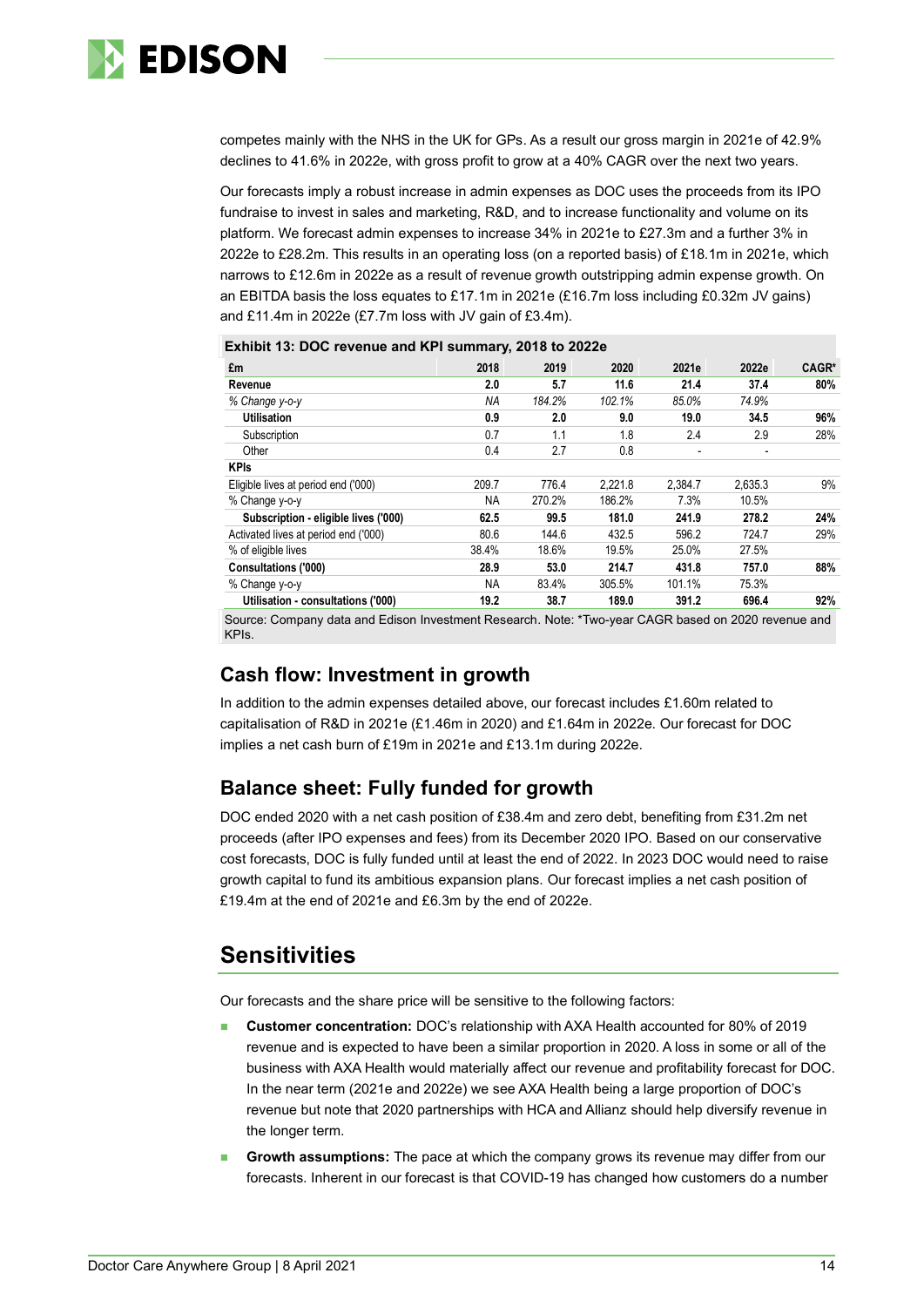competes mainly with the NHS in the UK for GPs. As a result our gross margin in 2021e of 42.9% declines to 41.6% in 2022e, with gross profit to grow at a 40% CAGR over the next two years.

Our forecasts imply a robust increase in admin expenses as DOC uses the proceeds from its IPO fundraise to invest in sales and marketing, R&D, and to increase functionality and volume on its platform. We forecast admin expenses to increase 34% in 2021e to £27.3m and a further 3% in 2022e to £28.2m. This results in an operating loss (on a reported basis) of £18.1m in 2021e, which narrows to £12.6m in 2022e as a result of revenue growth outstripping admin expense growth. On an EBITDA basis the loss equates to £17.1m in 2021e (£16.7m loss including £0.32m JV gains) and £11.4m in 2022e (£7.7m loss with JV gain of £3.4m).

**Exhibit 13: DOC revenue and KPI summary, 2018 to 2022e**

| £m | 2018 | 2019 | 2020 | 2021e | 2022e | CAGR* |
|---|---|---|---|---|---|---|
| **Revenue** | **2.0** | **5.7** | **11.6** | **21.4** | **37.4** | **80%** |
| *% Change y-o-y* | *NA* | *184.2%* | *102.1%* | *85.0%* | *74.9%* | |
| **Utilisation** | **0.9** | **2.0** | **9.0** | **19.0** | **34.5** | **96%** |
| Subscription | 0.7 | 1.1 | 1.8 | 2.4 | 2.9 | 28% |
| Other | 0.4 | 2.7 | 0.8 | - | - | |
| **KPIs** | | | | | | |
| Eligible lives at period end ('000) | 209.7 | 776.4 | 2,221.8 | 2,384.7 | 2,635.3 | 9% |
| % Change y-o-y | NA | 270.2% | 186.2% | 7.3% | 10.5% | |
| **Subscription - eligible lives ('000)** | **62.5** | **99.5** | **181.0** | **241.9** | **278.2** | **24%** |
| Activated lives at period end ('000) | 80.6 | 144.6 | 432.5 | 596.2 | 724.7 | 29% |
| % of eligible lives | 38.4% | 18.6% | 19.5% | 25.0% | 27.5% | |
| **Consultations ('000)** | **28.9** | **53.0** | **214.7** | **431.8** | **757.0** | **88%** |
| % Change y-o-y | NA | 83.4% | 305.5% | 101.1% | 75.3% | |
| **Utilisation - consultations ('000)** | **19.2** | **38.7** | **189.0** | **391.2** | **696.4** | **92%** |

Source: Company data and Edison Investment Research. Note: *Two-year CAGR based on 2020 revenue and KPIs.

## Cash flow: Investment in growth

In addition to the admin expenses detailed above, our forecast includes £1.60m related to capitalisation of R&D in 2021e (£1.46m in 2020) and £1.64m in 2022e. Our forecast for DOC implies a net cash burn of £19m in 2021e and £13.1m during 2022e.

## Balance sheet: Fully funded for growth

DOC ended 2020 with a net cash position of £38.4m and zero debt, benefiting from £31.2m net proceeds (after IPO expenses and fees) from its December 2020 IPO. Based on our conservative cost forecasts, DOC is fully funded until at least the end of 2022. In 2023 DOC would need to raise growth capital to fund its ambitious expansion plans. Our forecast implies a net cash position of £19.4m at the end of 2021e and £6.3m by the end of 2022e.

# Sensitivities

Our forecasts and the share price will be sensitive to the following factors:

- **Customer concentration:** DOC's relationship with AXA Health accounted for 80% of 2019 revenue and is expected to have been a similar proportion in 2020. A loss in some or all of the business with AXA Health would materially affect our revenue and profitability forecast for DOC. In the near term (2021e and 2022e) we see AXA Health being a large proportion of DOC's revenue but note that 2020 partnerships with HCA and Allianz should help diversify revenue in the longer term.
- **Growth assumptions:** The pace at which the company grows its revenue may differ from our forecasts. Inherent in our forecast is that COVID-19 has changed how customers do a number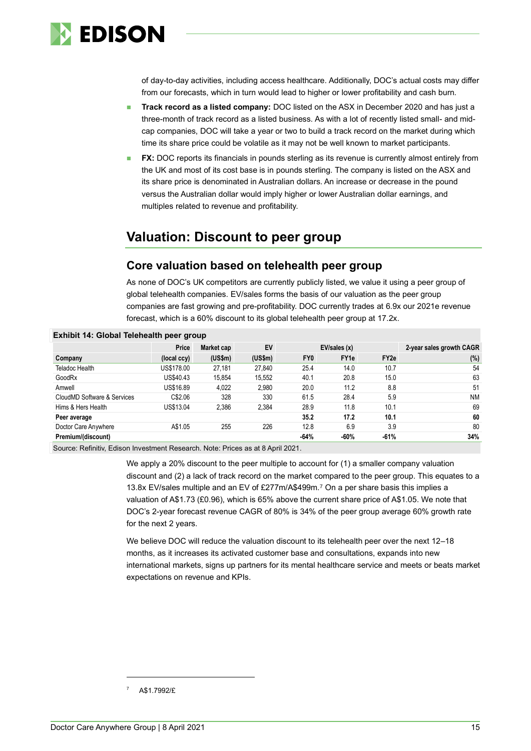of day-to-day activities, including access healthcare. Additionally, DOC's actual costs may differ from our forecasts, which in turn would lead to higher or lower profitability and cash burn.

- **Track record as a listed company:** DOC listed on the ASX in December 2020 and has just a three-month of track record as a listed business. As with a lot of recently listed small- and mid-cap companies, DOC will take a year or two to build a track record on the market during which time its share price could be volatile as it may not be well known to market participants.
- **FX:** DOC reports its financials in pounds sterling as its revenue is currently almost entirely from the UK and most of its cost base is in pounds sterling. The company is listed on the ASX and its share price is denominated in Australian dollars. An increase or decrease in the pound versus the Australian dollar would imply higher or lower Australian dollar earnings, and multiples related to revenue and profitability.

## Valuation: Discount to peer group

### Core valuation based on telehealth peer group

As none of DOC's UK competitors are currently publicly listed, we value it using a peer group of global telehealth companies. EV/sales forms the basis of our valuation as the peer group companies are fast growing and pre-profitability. DOC currently trades at 6.9x our 2021e revenue forecast, which is a 60% discount to its global telehealth peer group at 17.2x.

**Exhibit 14: Global Telehealth peer group**

| | Price | Market cap | EV | EV/sales (x) | | | 2-year sales growth CAGR |
|---|---|---|---|---|---|---|---|
| **Company** | **(local ccy)** | **(US$m)** | **(US$m)** | **FY0** | **FY1e** | **FY2e** | **(%)** |
| Teladoc Health | US$178.00 | 27,181 | 27,840 | 25.4 | 14.0 | 10.7 | 54 |
| GoodRx | US$40.43 | 15,854 | 15,552 | 40.1 | 20.8 | 15.0 | 63 |
| Amwell | US$16.89 | 4,022 | 2,980 | 20.0 | 11.2 | 8.8 | 51 |
| CloudMD Software & Services | C$2.06 | 328 | 330 | 61.5 | 28.4 | 5.9 | NM |
| Hims & Hers Health | US$13.04 | 2,386 | 2,384 | 28.9 | 11.8 | 10.1 | 69 |
| **Peer average** | | | | **35.2** | **17.2** | **10.1** | **60** |
| Doctor Care Anywhere | A$1.05 | 255 | 226 | 12.8 | 6.9 | 3.9 | 80 |
| **Premium/(discount)** | | | | **-64%** | **-60%** | **-61%** | **34%** |

Source: Refinitiv, Edison Investment Research. Note: Prices as at 8 April 2021.

We apply a 20% discount to the peer multiple to account for (1) a smaller company valuation discount and (2) a lack of track record on the market compared to the peer group. This equates to a 13.8x EV/sales multiple and an EV of £277m/A$499m.[7] On a per share basis this implies a valuation of A$1.73 (£0.96), which is 65% above the current share price of A$1.05. We note that DOC's 2-year forecast revenue CAGR of 80% is 34% of the peer group average 60% growth rate for the next 2 years.

We believe DOC will reduce the valuation discount to its telehealth peer over the next 12–18 months, as it increases its activated customer base and consultations, expands into new international markets, signs up partners for its mental healthcare service and meets or beats market expectations on revenue and KPIs.

[7] A$1.7992/£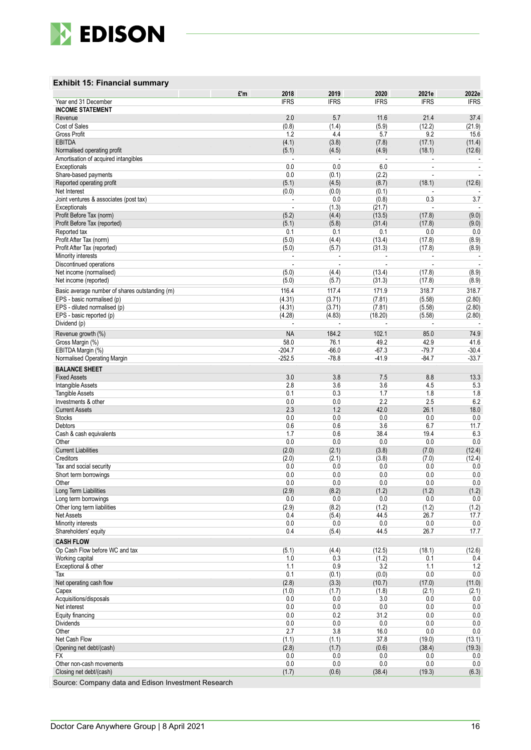## Exhibit 15: Financial summary

| £'m | 2018 | 2019 | 2020 | 2021e | 2022e |
|---|---|---|---|---|---|
| Year end 31 December | IFRS | IFRS | IFRS | IFRS | IFRS |
| **INCOME STATEMENT** | | | | | |
| Revenue | 2.0 | 5.7 | 11.6 | 21.4 | 37.4 |
| Cost of Sales | (0.8) | (1.4) | (5.9) | (12.2) | (21.9) |
| Gross Profit | 1.2 | 4.4 | 5.7 | 9.2 | 15.6 |
| EBITDA | (4.1) | (3.8) | (7.8) | (17.1) | (11.4) |
| Normalised operating profit | (5.1) | (4.5) | (4.9) | (18.1) | (12.6) |
| Amortisation of acquired intangibles | - | - | - | - | - |
| Exceptionals | 0.0 | 0.0 | 6.0 | - | - |
| Share-based payments | 0.0 | (0.1) | (2.2) | - | - |
| Reported operating profit | (5.1) | (4.5) | (8.7) | (18.1) | (12.6) |
| Net Interest | (0.0) | (0.0) | (0.1) | - | - |
| Joint ventures & associates (post tax) | - | 0.0 | (0.8) | 0.3 | 3.7 |
| Exceptionals | - | (1.3) | (21.7) | - | - |
| Profit Before Tax (norm) | (5.2) | (4.4) | (13.5) | (17.8) | (9.0) |
| Profit Before Tax (reported) | (5.1) | (5.8) | (31.4) | (17.8) | (9.0) |
| Reported tax | 0.1 | 0.1 | 0.1 | 0.0 | 0.0 |
| Profit After Tax (norm) | (5.0) | (4.4) | (13.4) | (17.8) | (8.9) |
| Profit After Tax (reported) | (5.0) | (5.7) | (31.3) | (17.8) | (8.9) |
| Minority interests | - | - | - | - | - |
| Discontinued operations | - | - | - | - | - |
| Net income (normalised) | (5.0) | (4.4) | (13.4) | (17.8) | (8.9) |
| Net income (reported) | (5.0) | (5.7) | (31.3) | (17.8) | (8.9) |
| Basic average number of shares outstanding (m) | 116.4 | 117.4 | 171.9 | 318.7 | 318.7 |
| EPS - basic normalised (p) | (4.31) | (3.71) | (7.81) | (5.58) | (2.80) |
| EPS - diluted normalised (p) | (4.31) | (3.71) | (7.81) | (5.58) | (2.80) |
| EPS - basic reported (p) | (4.28) | (4.83) | (18.20) | (5.58) | (2.80) |
| Dividend (p) | - | - | - | - | - |
| Revenue growth (%) | NA | 184.2 | 102.1 | 85.0 | 74.9 |
| Gross Margin (%) | 58.0 | 76.1 | 49.2 | 42.9 | 41.6 |
| EBITDA Margin (%) | -204.7 | -66.0 | -67.3 | -79.7 | -30.4 |
| Normalised Operating Margin | -252.5 | -78.8 | -41.9 | -84.7 | -33.7 |
| **BALANCE SHEET** | | | | | |
| Fixed Assets | 3.0 | 3.8 | 7.5 | 8.8 | 13.3 |
| Intangible Assets | 2.8 | 3.6 | 3.6 | 4.5 | 5.3 |
| Tangible Assets | 0.1 | 0.3 | 1.7 | 1.8 | 1.8 |
| Investments & other | 0.0 | 0.0 | 2.2 | 2.5 | 6.2 |
| Current Assets | 2.3 | 1.2 | 42.0 | 26.1 | 18.0 |
| Stocks | 0.0 | 0.0 | 0.0 | 0.0 | 0.0 |
| Debtors | 0.6 | 0.6 | 3.6 | 6.7 | 11.7 |
| Cash & cash equivalents | 1.7 | 0.6 | 38.4 | 19.4 | 6.3 |
| Other | 0.0 | 0.0 | 0.0 | 0.0 | 0.0 |
| Current Liabilities | (2.0) | (2.1) | (3.8) | (7.0) | (12.4) |
| Creditors | (2.0) | (2.1) | (3.8) | (7.0) | (12.4) |
| Tax and social security | 0.0 | 0.0 | 0.0 | 0.0 | 0.0 |
| Short term borrowings | 0.0 | 0.0 | 0.0 | 0.0 | 0.0 |
| Other | 0.0 | 0.0 | 0.0 | 0.0 | 0.0 |
| Long Term Liabilities | (2.9) | (8.2) | (1.2) | (1.2) | (1.2) |
| Long term borrowings | 0.0 | 0.0 | 0.0 | 0.0 | 0.0 |
| Other long term liabilities | (2.9) | (8.2) | (1.2) | (1.2) | (1.2) |
| Net Assets | 0.4 | (5.4) | 44.5 | 26.7 | 17.7 |
| Minority interests | 0.0 | 0.0 | 0.0 | 0.0 | 0.0 |
| Shareholders' equity | 0.4 | (5.4) | 44.5 | 26.7 | 17.7 |
| **CASH FLOW** | | | | | |
| Op Cash Flow before WC and tax | (5.1) | (4.4) | (12.5) | (18.1) | (12.6) |
| Working capital | 1.0 | 0.3 | (1.2) | 0.1 | 0.4 |
| Exceptional & other | 1.1 | 0.9 | 3.2 | 1.1 | 1.2 |
| Tax | 0.1 | (0.1) | (0.0) | 0.0 | 0.0 |
| Net operating cash flow | (2.8) | (3.3) | (10.7) | (17.0) | (11.0) |
| Capex | (1.0) | (1.7) | (1.8) | (2.1) | (2.1) |
| Acquisitions/disposals | 0.0 | 0.0 | 3.0 | 0.0 | 0.0 |
| Net interest | 0.0 | 0.0 | 0.0 | 0.0 | 0.0 |
| Equity financing | 0.0 | 0.2 | 31.2 | 0.0 | 0.0 |
| Dividends | 0.0 | 0.0 | 0.0 | 0.0 | 0.0 |
| Other | 2.7 | 3.8 | 16.0 | 0.0 | 0.0 |
| Net Cash Flow | (1.1) | (1.1) | 37.8 | (19.0) | (13.1) |
| Opening net debt/(cash) | (2.8) | (1.7) | (0.6) | (38.4) | (19.3) |
| FX | 0.0 | 0.0 | 0.0 | 0.0 | 0.0 |
| Other non-cash movements | 0.0 | 0.0 | 0.0 | 0.0 | 0.0 |
| Closing net debt/(cash) | (1.7) | (0.6) | (38.4) | (19.3) | (6.3) |

Source: Company data and Edison Investment Research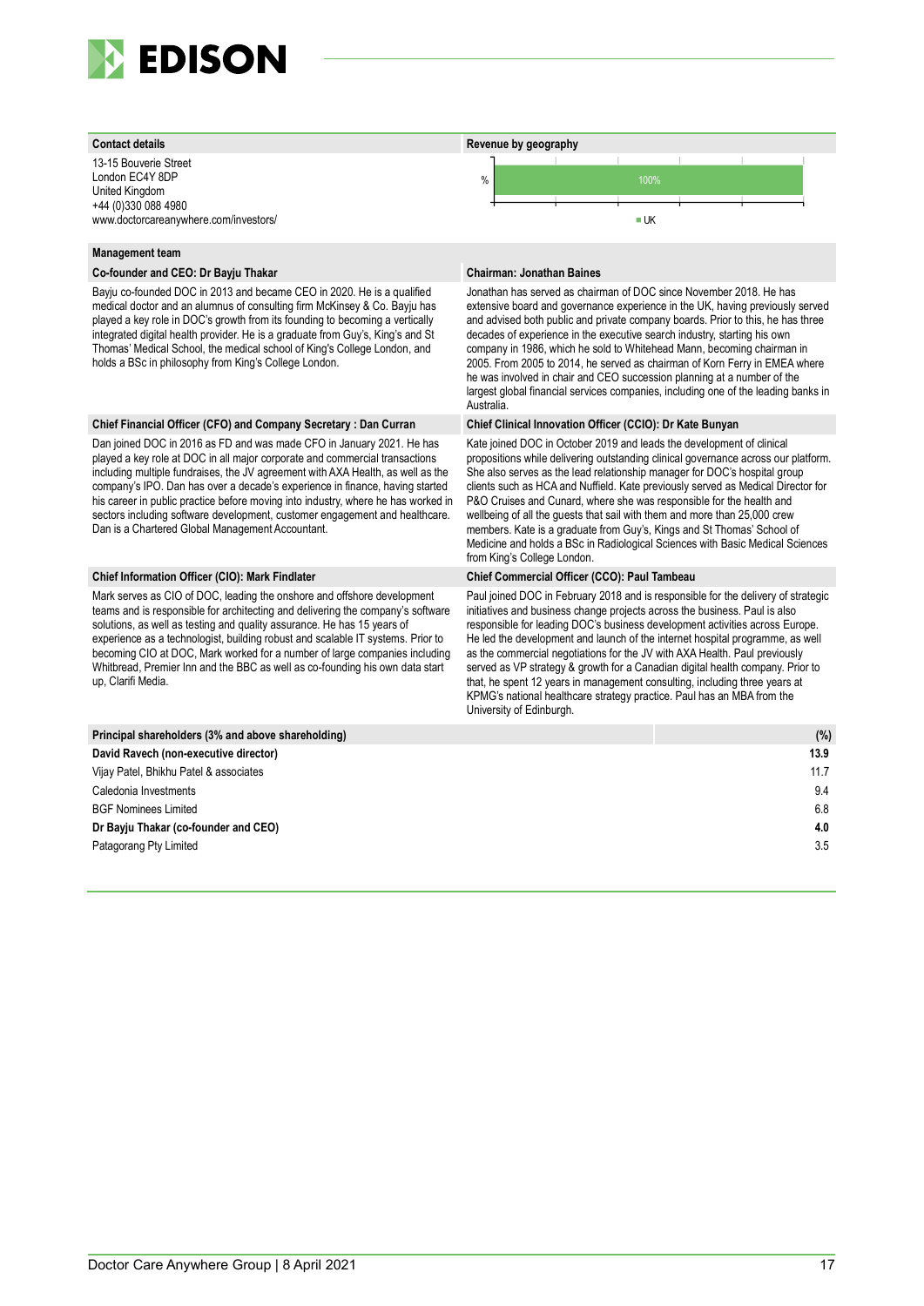**Contact details**

13-15 Bouverie Street
London EC4Y 8DP
United Kingdom
+44 (0)330 088 4980
www.doctorcareanywhere.com/investors/

**Revenue by geography**

| | UK |
|---|---|
| % | 100% |

**Management team**

**Co-founder and CEO: Dr Bayju Thakar**

Bayju co-founded DOC in 2013 and became CEO in 2020. He is a qualified medical doctor and an alumnus of consulting firm McKinsey & Co. Bayju has played a key role in DOC's growth from its founding to becoming a vertically integrated digital health provider. He is a graduate from Guy's, King's and St Thomas' Medical School, the medical school of King's College London, and holds a BSc in philosophy from King's College London.

**Chairman: Jonathan Baines**

Jonathan has served as chairman of DOC since November 2018. He has extensive board and governance experience in the UK, having previously served and advised both public and private company boards. Prior to this, he has three decades of experience in the executive search industry, starting his own company in 1986, which he sold to Whitehead Mann, becoming chairman in 2005. From 2005 to 2014, he served as chairman of Korn Ferry in EMEA where he was involved in chair and CEO succession planning at a number of the largest global financial services companies, including one of the leading banks in Australia.

**Chief Financial Officer (CFO) and Company Secretary : Dan Curran**

Dan joined DOC in 2016 as FD and was made CFO in January 2021. He has played a key role at DOC in all major corporate and commercial transactions including multiple fundraises, the JV agreement with AXA Health, as well as the company's IPO. Dan has over a decade's experience in finance, having started his career in public practice before moving into industry, where he has worked in sectors including software development, customer engagement and healthcare. Dan is a Chartered Global Management Accountant.

**Chief Clinical Innovation Officer (CCIO): Dr Kate Bunyan**

Kate joined DOC in October 2019 and leads the development of clinical propositions while delivering outstanding clinical governance across our platform. She also serves as the lead relationship manager for DOC's hospital group clients such as HCA and Nuffield. Kate previously served as Medical Director for P&O Cruises and Cunard, where she was responsible for the health and wellbeing of all the guests that sail with them and more than 25,000 crew members. Kate is a graduate from Guy's, Kings and St Thomas' School of Medicine and holds a BSc in Radiological Sciences with Basic Medical Sciences from King's College London.

**Chief Information Officer (CIO): Mark Findlater**

Mark serves as CIO of DOC, leading the onshore and offshore development teams and is responsible for architecting and delivering the company's software solutions, as well as testing and quality assurance. He has 15 years of experience as a technologist, building robust and scalable IT systems. Prior to becoming CIO at DOC, Mark worked for a number of large companies including Whitbread, Premier Inn and the BBC as well as co-founding his own data start up, Clarifi Media.

**Chief Commercial Officer (CCO): Paul Tambeau**

Paul joined DOC in February 2018 and is responsible for the delivery of strategic initiatives and business change projects across the business. Paul is also responsible for leading DOC's business development activities across Europe. He led the development and launch of the internet hospital programme, as well as the commercial negotiations for the JV with AXA Health. Paul previously served as VP strategy & growth for a Canadian digital health company. Prior to that, he spent 12 years in management consulting, including three years at KPMG's national healthcare strategy practice. Paul has an MBA from the University of Edinburgh.

| Principal shareholders (3% and above shareholding) | (%) |
|---|---|
| **David Ravech (non-executive director)** | **13.9** |
| Vijay Patel, Bhikhu Patel & associates | 11.7 |
| Caledonia Investments | 9.4 |
| BGF Nominees Limited | 6.8 |
| **Dr Bayju Thakar (co-founder and CEO)** | **4.0** |
| Patagorang Pty Limited | 3.5 |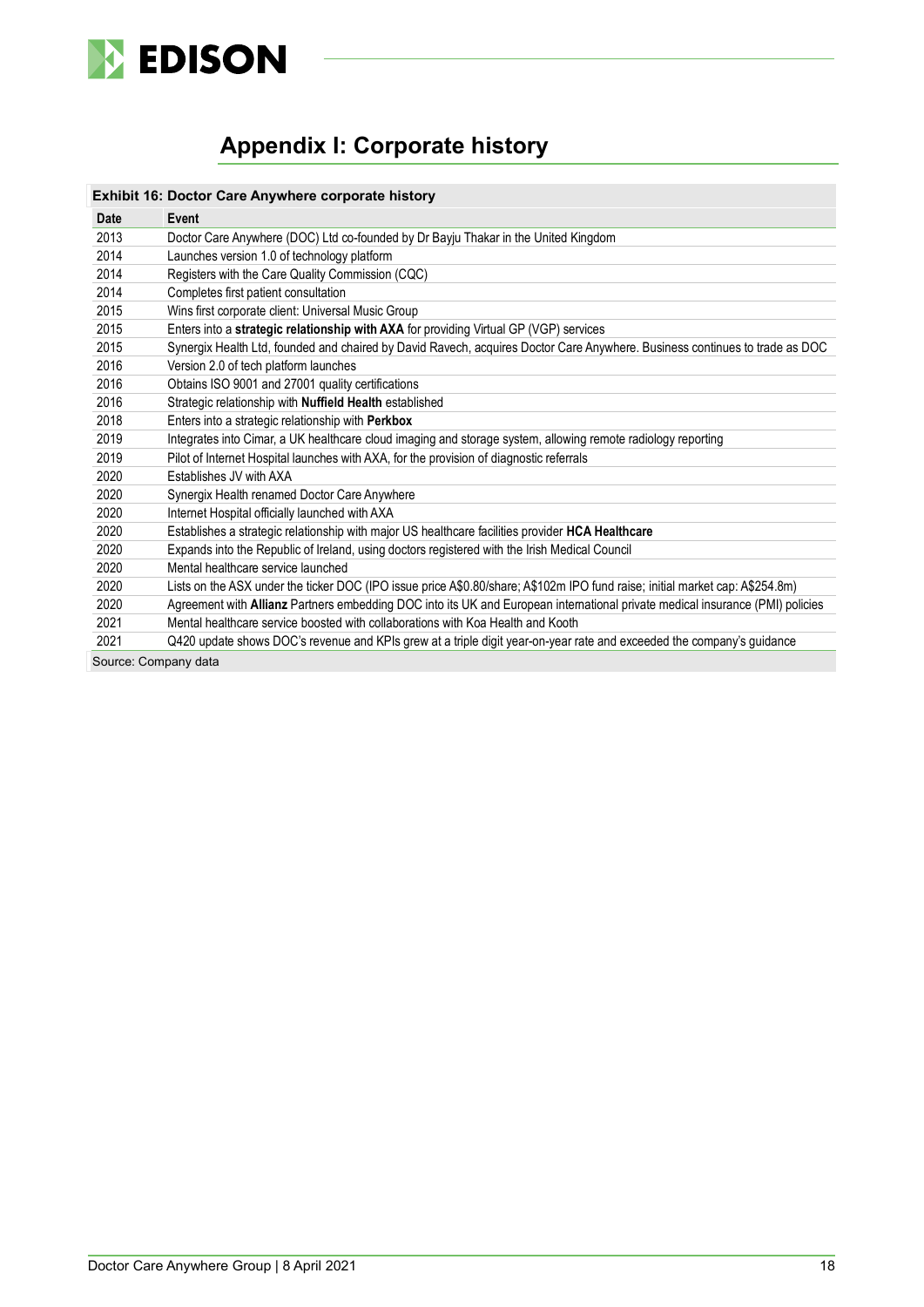# Appendix I: Corporate history

**Exhibit 16: Doctor Care Anywhere corporate history**

| Date | Event |
|---|---|
| 2013 | Doctor Care Anywhere (DOC) Ltd co-founded by Dr Bayju Thakar in the United Kingdom |
| 2014 | Launches version 1.0 of technology platform |
| 2014 | Registers with the Care Quality Commission (CQC) |
| 2014 | Completes first patient consultation |
| 2015 | Wins first corporate client: Universal Music Group |
| 2015 | Enters into a **strategic relationship with AXA** for providing Virtual GP (VGP) services |
| 2015 | Synergix Health Ltd, founded and chaired by David Ravech, acquires Doctor Care Anywhere. Business continues to trade as DOC |
| 2016 | Version 2.0 of tech platform launches |
| 2016 | Obtains ISO 9001 and 27001 quality certifications |
| 2016 | Strategic relationship with **Nuffield Health** established |
| 2018 | Enters into a strategic relationship with **Perkbox** |
| 2019 | Integrates into Cimar, a UK healthcare cloud imaging and storage system, allowing remote radiology reporting |
| 2019 | Pilot of Internet Hospital launches with AXA, for the provision of diagnostic referrals |
| 2020 | Establishes JV with AXA |
| 2020 | Synergix Health renamed Doctor Care Anywhere |
| 2020 | Internet Hospital officially launched with AXA |
| 2020 | Establishes a strategic relationship with major US healthcare facilities provider **HCA Healthcare** |
| 2020 | Expands into the Republic of Ireland, using doctors registered with the Irish Medical Council |
| 2020 | Mental healthcare service launched |
| 2020 | Lists on the ASX under the ticker DOC (IPO issue price A$0.80/share; A$102m IPO fund raise; initial market cap: A$254.8m) |
| 2020 | Agreement with **Allianz** Partners embedding DOC into its UK and European international private medical insurance (PMI) policies |
| 2021 | Mental healthcare service boosted with collaborations with Koa Health and Kooth |
| 2021 | Q420 update shows DOC's revenue and KPIs grew at a triple digit year-on-year rate and exceeded the company's guidance |

Source: Company data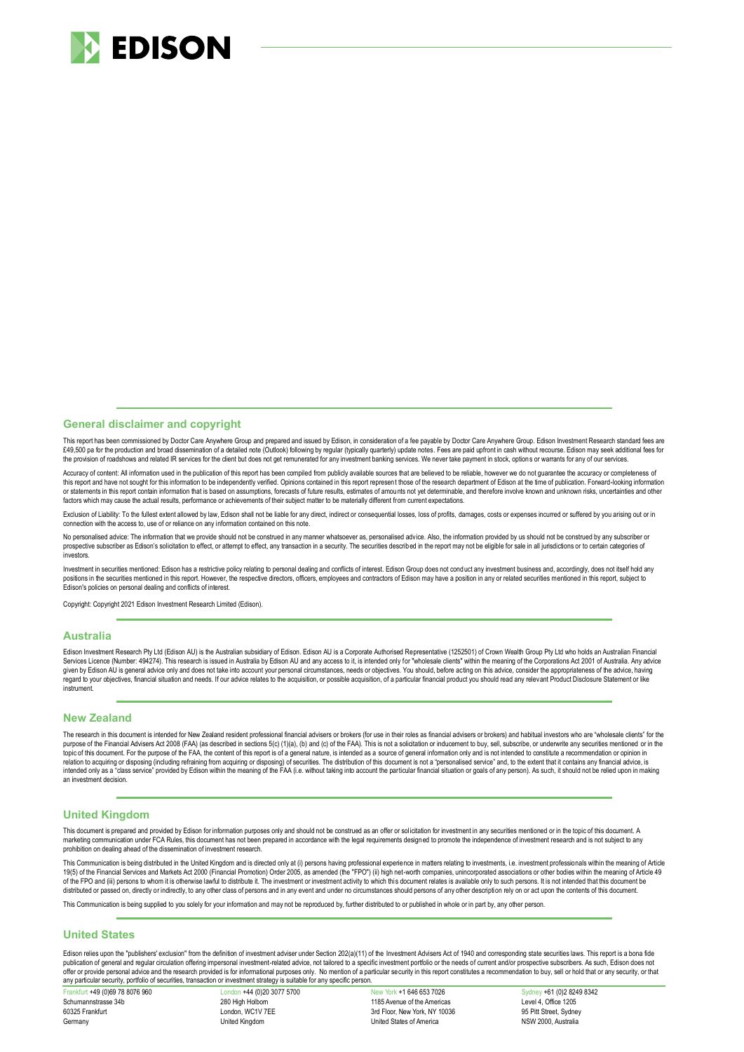## General disclaimer and copyright

This report has been commissioned by Doctor Care Anywhere Group and prepared and issued by Edison, in consideration of a fee payable by Doctor Care Anywhere Group. Edison Investment Research standard fees are £49,500 pa for the production and broad dissemination of a detailed note (Outlook) following by regular (typically quarterly) update notes. Fees are paid upfront in cash without recourse. Edison may seek additional fees for the provision of roadshows and related IR services for the client but does not get remunerated for any investment banking services. We never take payment in stock, options or warrants for any of our services.

Accuracy of content: All information used in the publication of this report has been compiled from publicly available sources that are believed to be reliable, however we do not guarantee the accuracy or completeness of this report and have not sought for this information to be independently verified. Opinions contained in this report represent those of the research department of Edison at the time of publication. Forward-looking information or statements in this report contain information that is based on assumptions, forecasts of future results, estimates of amounts not yet determinable, and therefore involve known and unknown risks, uncertainties and other factors which may cause the actual results, performance or achievements of their subject matter to be materially different from current expectations.

Exclusion of Liability: To the fullest extent allowed by law, Edison shall not be liable for any direct, indirect or consequential losses, loss of profits, damages, costs or expenses incurred or suffered by you arising out or in connection with the access to, use of or reliance on any information contained on this note.

No personalised advice: The information that we provide should not be construed in any manner whatsoever as, personalised advice. Also, the information provided by us should not be construed by any subscriber or prospective subscriber as Edison's solicitation to effect, or attempt to effect, any transaction in a security. The securities described in the report may not be eligible for sale in all jurisdictions or to certain categories of investors.

Investment in securities mentioned: Edison has a restrictive policy relating to personal dealing and conflicts of interest. Edison Group does not conduct any investment business and, accordingly, does not itself hold any positions in the securities mentioned in this report. However, the respective directors, officers, employees and contractors of Edison may have a position in any or related securities mentioned in this report, subject to Edison's policies on personal dealing and conflicts of interest.

Copyright: Copyright 2021 Edison Investment Research Limited (Edison).

## Australia

Edison Investment Research Pty Ltd (Edison AU) is the Australian subsidiary of Edison. Edison AU is a Corporate Authorised Representative (1252501) of Crown Wealth Group Pty Ltd who holds an Australian Financial Services Licence (Number: 494274). This research is issued in Australia by Edison AU and any access to it, is intended only for "wholesale clients" within the meaning of the Corporations Act 2001 of Australia. Any advice given by Edison AU is general advice only and does not take into account your personal circumstances, needs or objectives. You should, before acting on this advice, consider the appropriateness of the advice, having regard to your objectives, financial situation and needs. If our advice relates to the acquisition, or possible acquisition, of a particular financial product you should read any relevant Product Disclosure Statement or like instrument.

## New Zealand

The research in this document is intended for New Zealand resident professional financial advisers or brokers (for use in their roles as financial advisers or brokers) and habitual investors who are "wholesale clients" for the purpose of the Financial Advisers Act 2008 (FAA) (as described in sections 5(c) (1)(a), (b) and (c) of the FAA). This is not a solicitation or inducement to buy, sell, subscribe, or underwrite any securities mentioned or in the topic of this document. For the purpose of the FAA, the content of this report is of a general nature, is intended as a source of general information only and is not intended to constitute a recommendation or opinion in relation to acquiring or disposing (including refraining from acquiring or disposing) of securities. The distribution of this document is not a "personalised service" and, to the extent that it contains any financial advice, is intended only as a "class service" provided by Edison within the meaning of the FAA (i.e. without taking into account the particular financial situation or goals of any person). As such, it should not be relied upon in making an investment decision.

## United Kingdom

This document is prepared and provided by Edison for information purposes only and should not be construed as an offer or solicitation for investment in any securities mentioned or in the topic of this document. A marketing communication under FCA Rules, this document has not been prepared in accordance with the legal requirements designed to promote the independence of investment research and is not subject to any prohibition on dealing ahead of the dissemination of investment research.

This Communication is being distributed in the United Kingdom and is directed only at (i) persons having professional experience in matters relating to investments, i.e. investment professionals within the meaning of Article 19(5) of the Financial Services and Markets Act 2000 (Financial Promotion) Order 2005, as amended (the "FPO") (ii) high net-worth companies, unincorporated associations or other bodies within the meaning of Article 49 of the FPO and (iii) persons to whom it is otherwise lawful to distribute it. The investment or investment activity to which this document relates is available only to such persons. It is not intended that this document be distributed or passed on, directly or indirectly, to any other class of persons and in any event and under no circumstances should persons of any other description rely on or act upon the contents of this document.

This Communication is being supplied to you solely for your information and may not be reproduced by, further distributed to or published in whole or in part by, any other person.

## United States

Edison relies upon the "publishers' exclusion" from the definition of investment adviser under Section 202(a)(11) of the Investment Advisers Act of 1940 and corresponding state securities laws. This report is a bona fide publication of general and regular circulation offering impersonal investment-related advice, not tailored to a specific investment portfolio or the needs of current and/or prospective subscribers. As such, Edison does not offer or provide personal advice and the research provided is for informational purposes only. No mention of a particular security in this report constitutes a recommendation to buy, sell or hold that or any security, or that any particular security, portfolio of securities, transaction or investment strategy is suitable for any specific person.

Frankfurt +49 (0)69 78 8076 960
Schumannstrasse 34b
60325 Frankfurt
Germany

London +44 (0)20 3077 5700
280 High Holborn
London, WC1V 7EE
United Kingdom

New York +1 646 653 7026
1185 Avenue of the Americas
3rd Floor, New York, NY 10036
United States of America

Sydney +61 (0)2 8249 8342
Level 4, Office 1205
95 Pitt Street, Sydney
NSW 2000, Australia